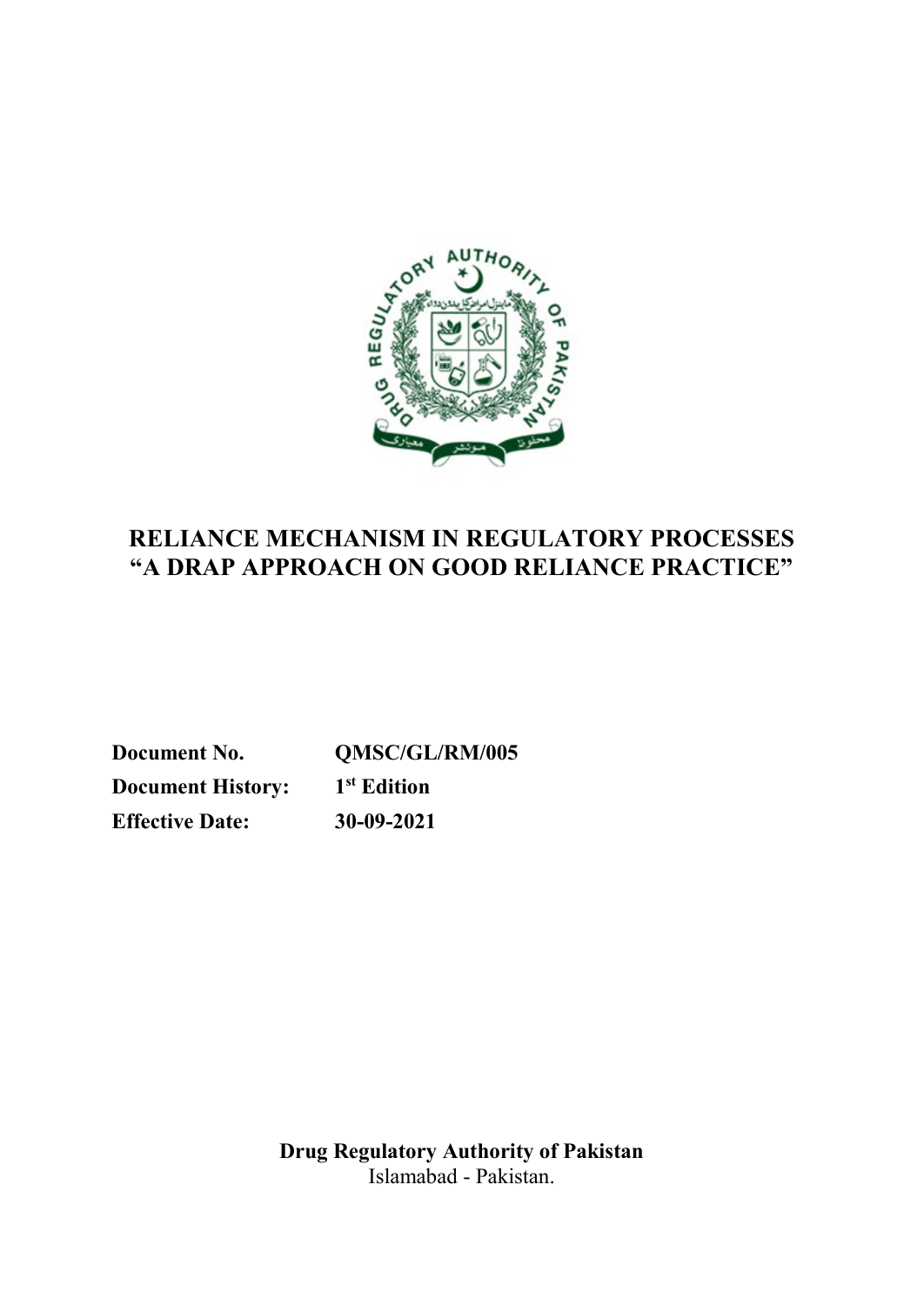# RELIANCE MECHANISM IN REGULATORY PROCESSES
# "A DRAP APPROACH ON GOOD RELIANCE PRACTICE"

**Document No.** **QMSC/GL/RM/005**

**Document History:** **1st Edition**

**Effective Date:** **30-09-2021**

**Drug Regulatory Authority of Pakistan**

Islamabad - Pakistan.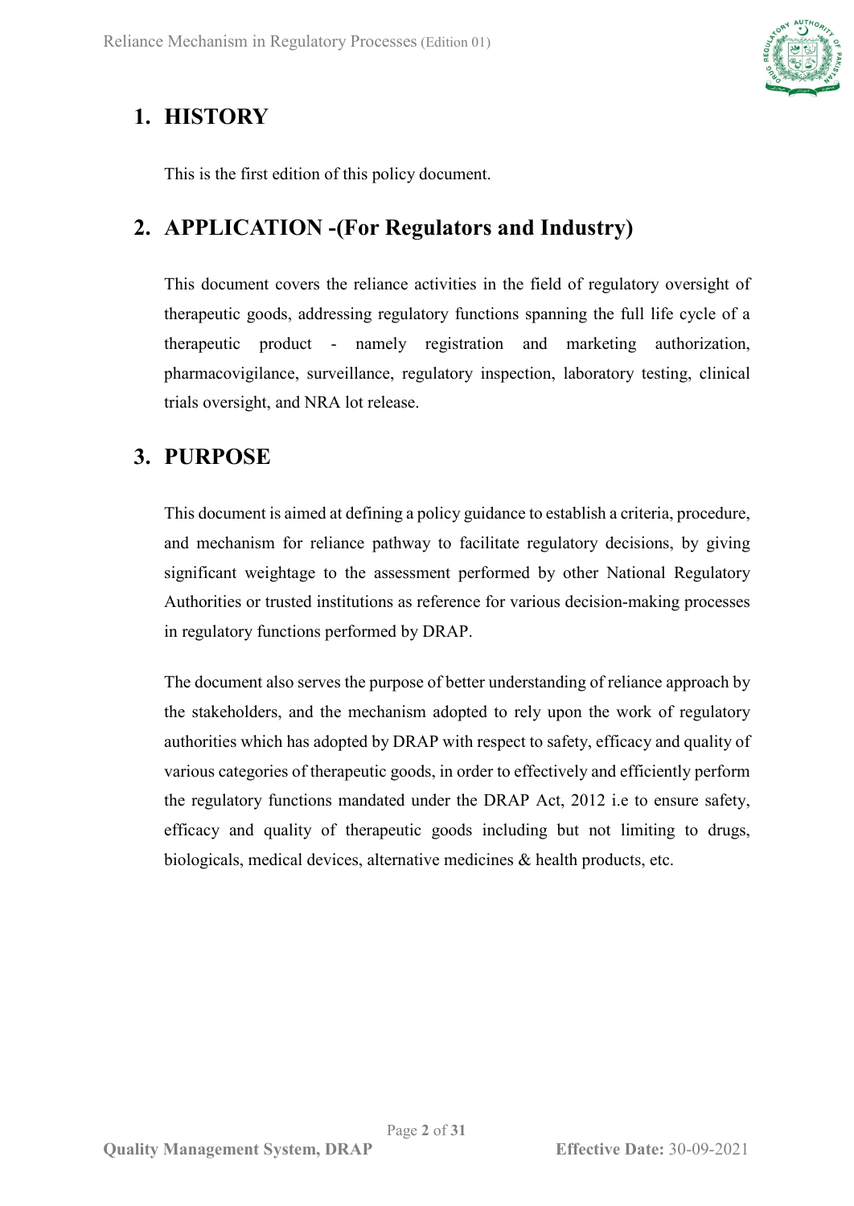## 1. HISTORY

This is the first edition of this policy document.

## 2. APPLICATION -(For Regulators and Industry)

This document covers the reliance activities in the field of regulatory oversight of therapeutic goods, addressing regulatory functions spanning the full life cycle of a therapeutic product - namely registration and marketing authorization, pharmacovigilance, surveillance, regulatory inspection, laboratory testing, clinical trials oversight, and NRA lot release.

## 3. PURPOSE

This document is aimed at defining a policy guidance to establish a criteria, procedure, and mechanism for reliance pathway to facilitate regulatory decisions, by giving significant weightage to the assessment performed by other National Regulatory Authorities or trusted institutions as reference for various decision-making processes in regulatory functions performed by DRAP.

The document also serves the purpose of better understanding of reliance approach by the stakeholders, and the mechanism adopted to rely upon the work of regulatory authorities which has adopted by DRAP with respect to safety, efficacy and quality of various categories of therapeutic goods, in order to effectively and efficiently perform the regulatory functions mandated under the DRAP Act, 2012 i.e to ensure safety, efficacy and quality of therapeutic goods including but not limiting to drugs, biologicals, medical devices, alternative medicines & health products, etc.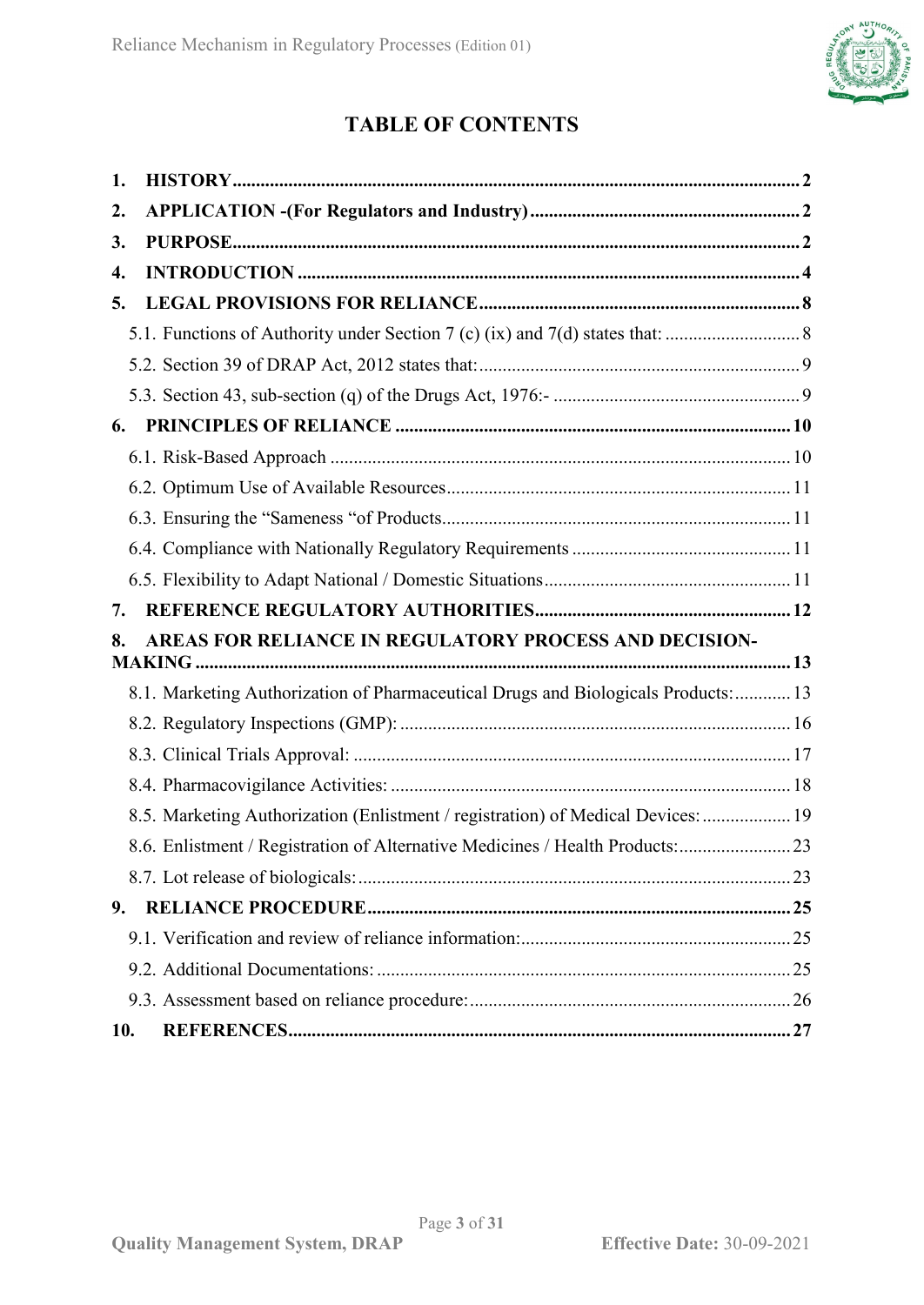# TABLE OF CONTENTS

**1. HISTORY** ........ **2**

**2. APPLICATION -(For Regulators and Industry)** ........ **2**

**3. PURPOSE** ........ **2**

**4. INTRODUCTION** ........ **4**

**5. LEGAL PROVISIONS FOR RELIANCE** ........ **8**

- 5.1. Functions of Authority under Section 7 (c) (ix) and 7(d) states that: ........ 8
- 5.2. Section 39 of DRAP Act, 2012 states that: ........ 9
- 5.3. Section 43, sub-section (q) of the Drugs Act, 1976:- ........ 9

**6. PRINCIPLES OF RELIANCE** ........ **10**

- 6.1. Risk-Based Approach ........ 10
- 6.2. Optimum Use of Available Resources ........ 11
- 6.3. Ensuring the "Sameness "of Products ........ 11
- 6.4. Compliance with Nationally Regulatory Requirements ........ 11
- 6.5. Flexibility to Adapt National / Domestic Situations ........ 11

**7. REFERENCE REGULATORY AUTHORITIES** ........ **12**

**8. AREAS FOR RELIANCE IN REGULATORY PROCESS AND DECISION-MAKING** ........ **13**

- 8.1. Marketing Authorization of Pharmaceutical Drugs and Biologicals Products: ........ 13
- 8.2. Regulatory Inspections (GMP): ........ 16
- 8.3. Clinical Trials Approval: ........ 17
- 8.4. Pharmacovigilance Activities: ........ 18
- 8.5. Marketing Authorization (Enlistment / registration) of Medical Devices: ........ 19
- 8.6. Enlistment / Registration of Alternative Medicines / Health Products: ........ 23
- 8.7. Lot release of biologicals: ........ 23

**9. RELIANCE PROCEDURE** ........ **25**

- 9.1. Verification and review of reliance information: ........ 25
- 9.2. Additional Documentations: ........ 25
- 9.3. Assessment based on reliance procedure: ........ 26

**10. REFERENCES** ........ **27**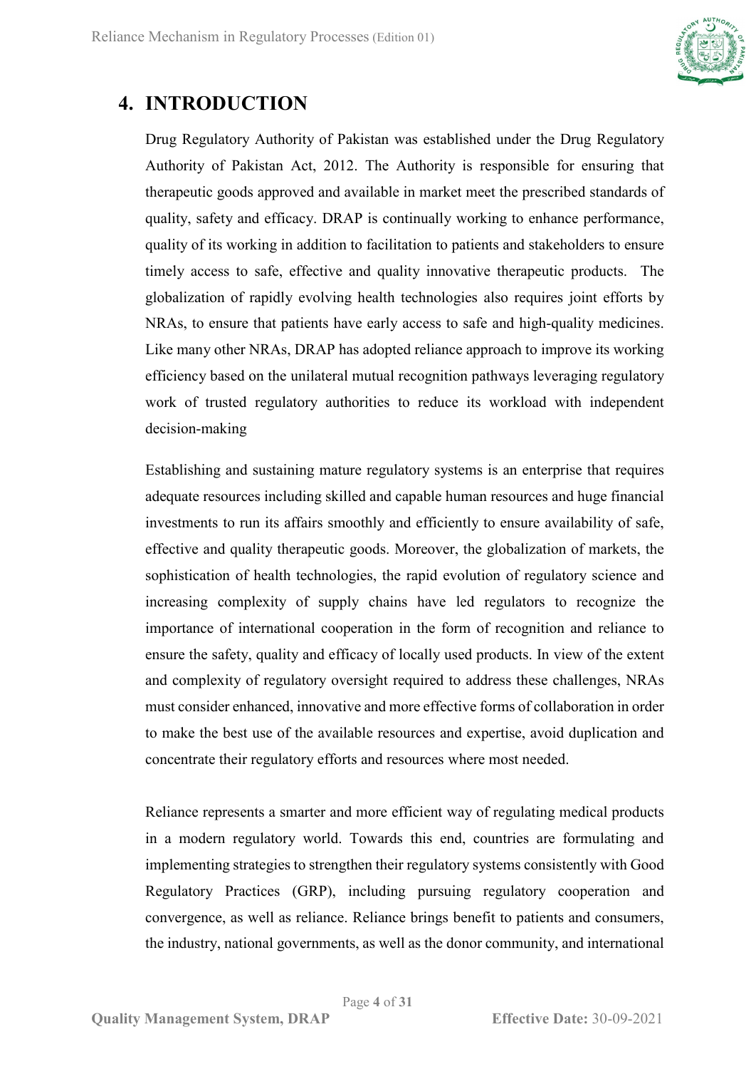# 4. INTRODUCTION

Drug Regulatory Authority of Pakistan was established under the Drug Regulatory Authority of Pakistan Act, 2012. The Authority is responsible for ensuring that therapeutic goods approved and available in market meet the prescribed standards of quality, safety and efficacy. DRAP is continually working to enhance performance, quality of its working in addition to facilitation to patients and stakeholders to ensure timely access to safe, effective and quality innovative therapeutic products. The globalization of rapidly evolving health technologies also requires joint efforts by NRAs, to ensure that patients have early access to safe and high-quality medicines. Like many other NRAs, DRAP has adopted reliance approach to improve its working efficiency based on the unilateral mutual recognition pathways leveraging regulatory work of trusted regulatory authorities to reduce its workload with independent decision-making

Establishing and sustaining mature regulatory systems is an enterprise that requires adequate resources including skilled and capable human resources and huge financial investments to run its affairs smoothly and efficiently to ensure availability of safe, effective and quality therapeutic goods. Moreover, the globalization of markets, the sophistication of health technologies, the rapid evolution of regulatory science and increasing complexity of supply chains have led regulators to recognize the importance of international cooperation in the form of recognition and reliance to ensure the safety, quality and efficacy of locally used products. In view of the extent and complexity of regulatory oversight required to address these challenges, NRAs must consider enhanced, innovative and more effective forms of collaboration in order to make the best use of the available resources and expertise, avoid duplication and concentrate their regulatory efforts and resources where most needed.

Reliance represents a smarter and more efficient way of regulating medical products in a modern regulatory world. Towards this end, countries are formulating and implementing strategies to strengthen their regulatory systems consistently with Good Regulatory Practices (GRP), including pursuing regulatory cooperation and convergence, as well as reliance. Reliance brings benefit to patients and consumers, the industry, national governments, as well as the donor community, and international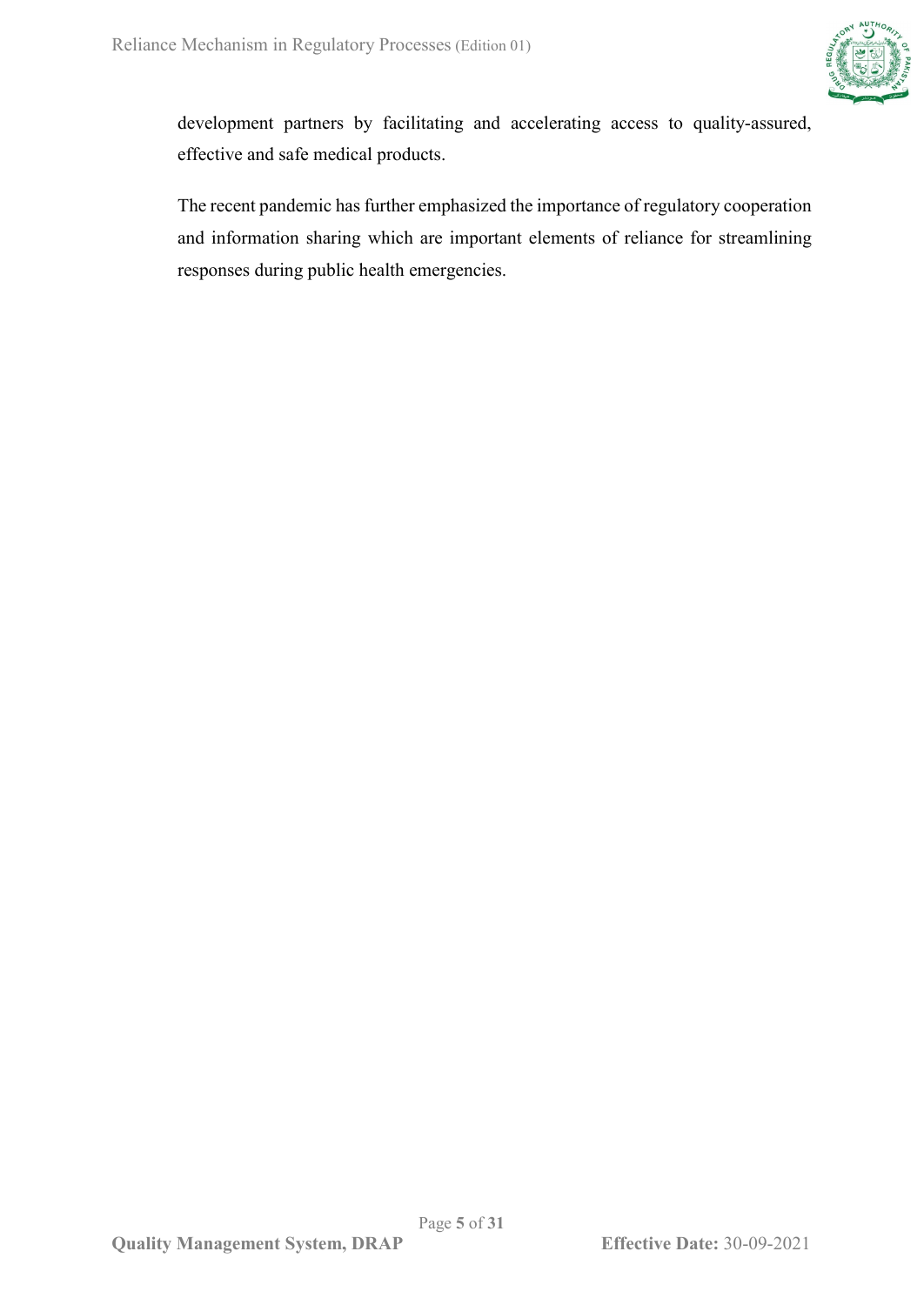development partners by facilitating and accelerating access to quality-assured, effective and safe medical products.

The recent pandemic has further emphasized the importance of regulatory cooperation and information sharing which are important elements of reliance for streamlining responses during public health emergencies.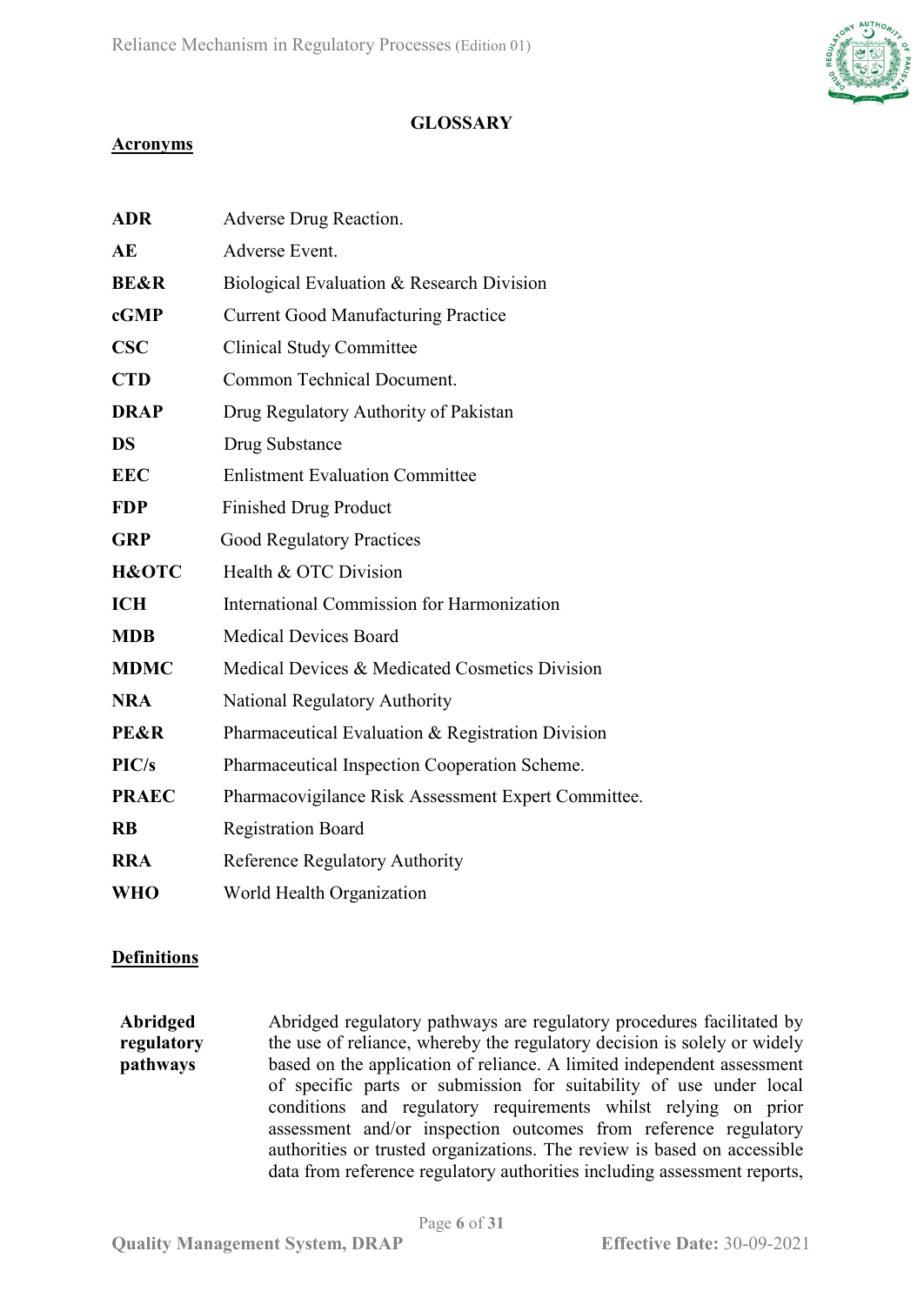## GLOSSARY

### Acronyms

| | |
|---|---|
| **ADR** | Adverse Drug Reaction. |
| **AE** | Adverse Event. |
| **BE&R** | Biological Evaluation & Research Division |
| **cGMP** | Current Good Manufacturing Practice |
| **CSC** | Clinical Study Committee |
| **CTD** | Common Technical Document. |
| **DRAP** | Drug Regulatory Authority of Pakistan |
| **DS** | Drug Substance |
| **EEC** | Enlistment Evaluation Committee |
| **FDP** | Finished Drug Product |
| **GRP** | Good Regulatory Practices |
| **H&OTC** | Health & OTC Division |
| **ICH** | International Commission for Harmonization |
| **MDB** | Medical Devices Board |
| **MDMC** | Medical Devices & Medicated Cosmetics Division |
| **NRA** | National Regulatory Authority |
| **PE&R** | Pharmaceutical Evaluation & Registration Division |
| **PIC/s** | Pharmaceutical Inspection Cooperation Scheme. |
| **PRAEC** | Pharmacovigilance Risk Assessment Expert Committee. |
| **RB** | Registration Board |
| **RRA** | Reference Regulatory Authority |
| **WHO** | World Health Organization |

### Definitions

**Abridged regulatory pathways**

Abridged regulatory pathways are regulatory procedures facilitated by the use of reliance, whereby the regulatory decision is solely or widely based on the application of reliance. A limited independent assessment of specific parts or submission for suitability of use under local conditions and regulatory requirements whilst relying on prior assessment and/or inspection outcomes from reference regulatory authorities or trusted organizations. The review is based on accessible data from reference regulatory authorities including assessment reports,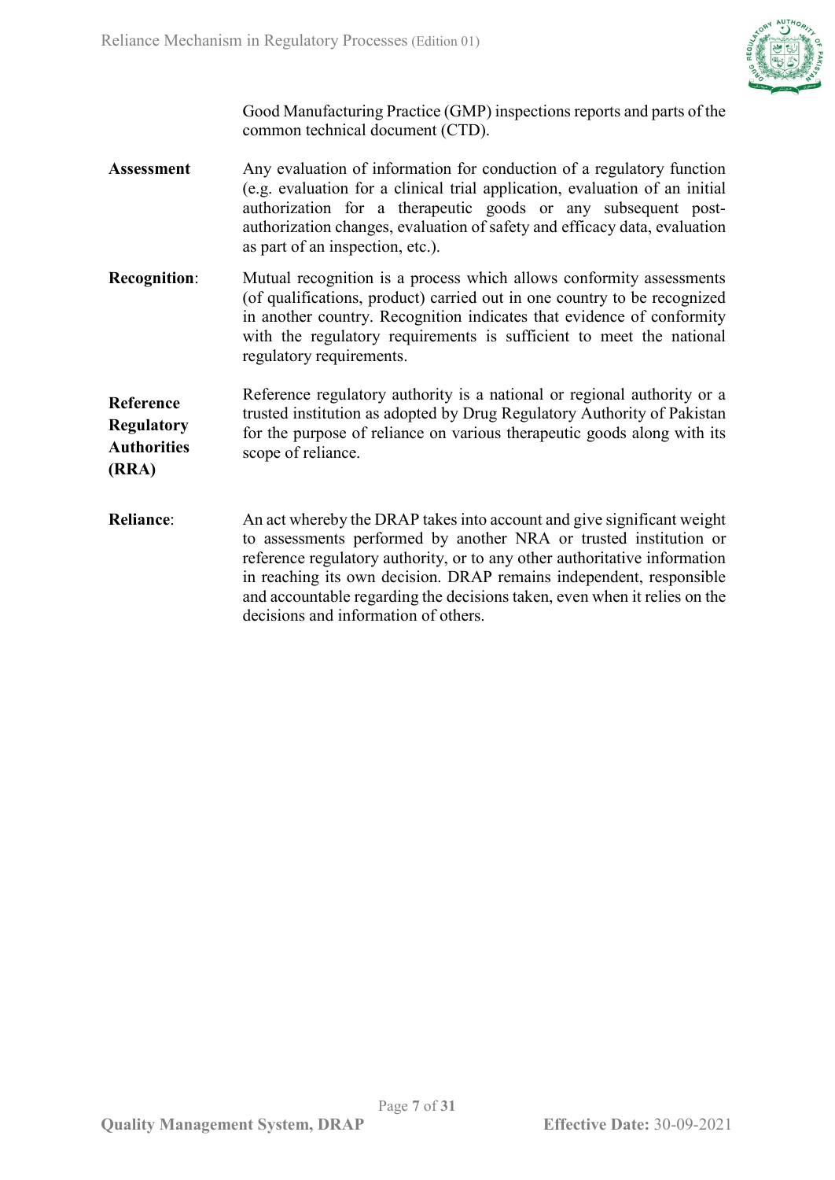Good Manufacturing Practice (GMP) inspections reports and parts of the common technical document (CTD).

**Assessment** Any evaluation of information for conduction of a regulatory function (e.g. evaluation for a clinical trial application, evaluation of an initial authorization for a therapeutic goods or any subsequent post-authorization changes, evaluation of safety and efficacy data, evaluation as part of an inspection, etc.).

**Recognition**: Mutual recognition is a process which allows conformity assessments (of qualifications, product) carried out in one country to be recognized in another country. Recognition indicates that evidence of conformity with the regulatory requirements is sufficient to meet the national regulatory requirements.

**Reference Regulatory Authorities (RRA)** Reference regulatory authority is a national or regional authority or a trusted institution as adopted by Drug Regulatory Authority of Pakistan for the purpose of reliance on various therapeutic goods along with its scope of reliance.

**Reliance**: An act whereby the DRAP takes into account and give significant weight to assessments performed by another NRA or trusted institution or reference regulatory authority, or to any other authoritative information in reaching its own decision. DRAP remains independent, responsible and accountable regarding the decisions taken, even when it relies on the decisions and information of others.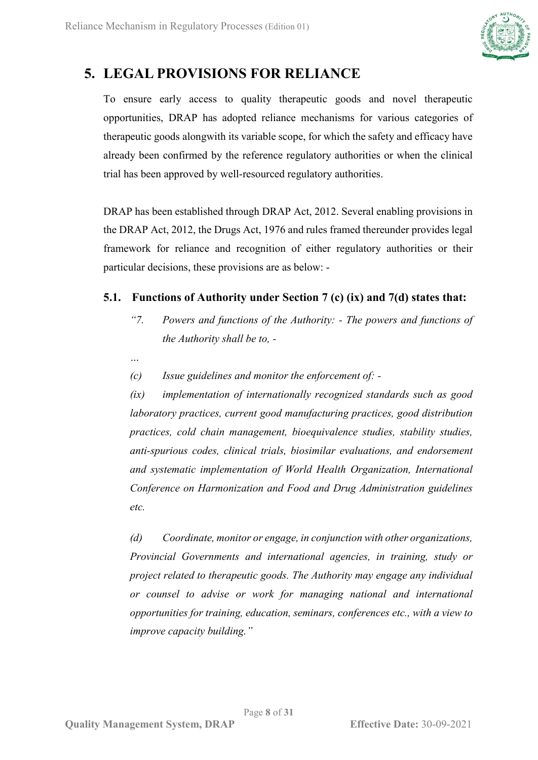# 5. LEGAL PROVISIONS FOR RELIANCE

To ensure early access to quality therapeutic goods and novel therapeutic opportunities, DRAP has adopted reliance mechanisms for various categories of therapeutic goods alongwith its variable scope, for which the safety and efficacy have already been confirmed by the reference regulatory authorities or when the clinical trial has been approved by well-resourced regulatory authorities.

DRAP has been established through DRAP Act, 2012. Several enabling provisions in the DRAP Act, 2012, the Drugs Act, 1976 and rules framed thereunder provides legal framework for reliance and recognition of either regulatory authorities or their particular decisions, these provisions are as below: -

## 5.1. Functions of Authority under Section 7 (c) (ix) and 7(d) states that:

*"7. Powers and functions of the Authority: - The powers and functions of the Authority shall be to, -*

*…*

*(c) Issue guidelines and monitor the enforcement of: -*

*(ix) implementation of internationally recognized standards such as good laboratory practices, current good manufacturing practices, good distribution practices, cold chain management, bioequivalence studies, stability studies, anti-spurious codes, clinical trials, biosimilar evaluations, and endorsement and systematic implementation of World Health Organization, International Conference on Harmonization and Food and Drug Administration guidelines etc.*

*(d) Coordinate, monitor or engage, in conjunction with other organizations, Provincial Governments and international agencies, in training, study or project related to therapeutic goods. The Authority may engage any individual or counsel to advise or work for managing national and international opportunities for training, education, seminars, conferences etc., with a view to improve capacity building."*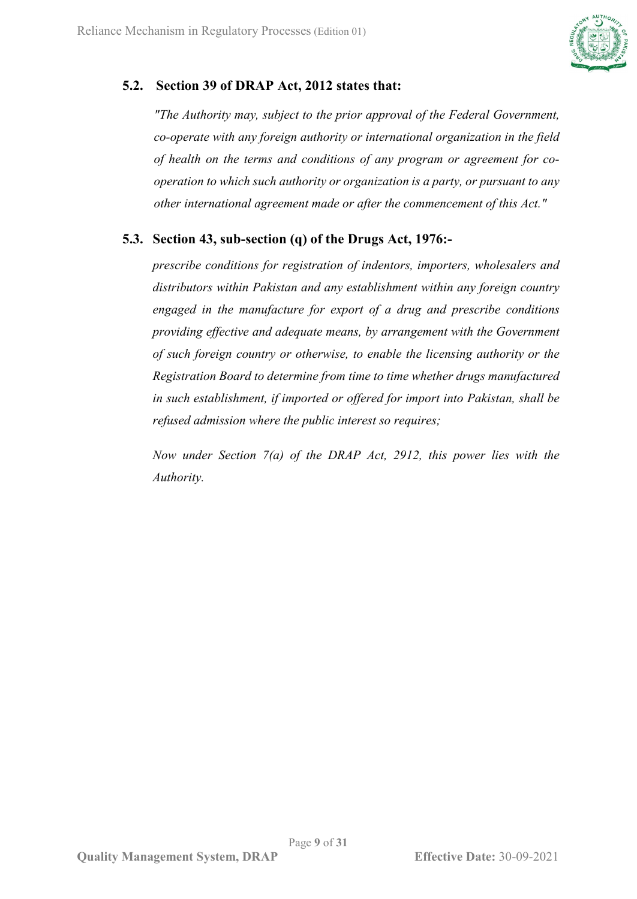### 5.2. Section 39 of DRAP Act, 2012 states that:

*"The Authority may, subject to the prior approval of the Federal Government, co-operate with any foreign authority or international organization in the field of health on the terms and conditions of any program or agreement for co-operation to which such authority or organization is a party, or pursuant to any other international agreement made or after the commencement of this Act."*

### 5.3. Section 43, sub-section (q) of the Drugs Act, 1976:-

*prescribe conditions for registration of indentors, importers, wholesalers and distributors within Pakistan and any establishment within any foreign country engaged in the manufacture for export of a drug and prescribe conditions providing effective and adequate means, by arrangement with the Government of such foreign country or otherwise, to enable the licensing authority or the Registration Board to determine from time to time whether drugs manufactured in such establishment, if imported or offered for import into Pakistan, shall be refused admission where the public interest so requires;*

*Now under Section 7(a) of the DRAP Act, 2912, this power lies with the Authority.*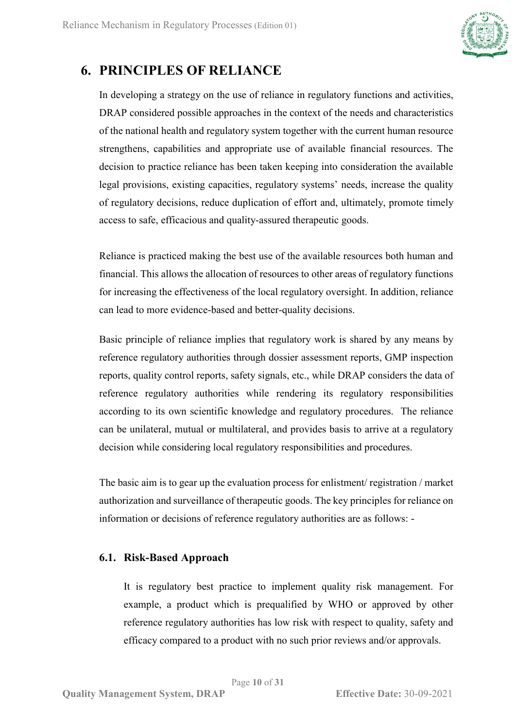# 6. PRINCIPLES OF RELIANCE

In developing a strategy on the use of reliance in regulatory functions and activities, DRAP considered possible approaches in the context of the needs and characteristics of the national health and regulatory system together with the current human resource strengthens, capabilities and appropriate use of available financial resources. The decision to practice reliance has been taken keeping into consideration the available legal provisions, existing capacities, regulatory systems' needs, increase the quality of regulatory decisions, reduce duplication of effort and, ultimately, promote timely access to safe, efficacious and quality-assured therapeutic goods.

Reliance is practiced making the best use of the available resources both human and financial. This allows the allocation of resources to other areas of regulatory functions for increasing the effectiveness of the local regulatory oversight. In addition, reliance can lead to more evidence-based and better-quality decisions.

Basic principle of reliance implies that regulatory work is shared by any means by reference regulatory authorities through dossier assessment reports, GMP inspection reports, quality control reports, safety signals, etc., while DRAP considers the data of reference regulatory authorities while rendering its regulatory responsibilities according to its own scientific knowledge and regulatory procedures. The reliance can be unilateral, mutual or multilateral, and provides basis to arrive at a regulatory decision while considering local regulatory responsibilities and procedures.

The basic aim is to gear up the evaluation process for enlistment/ registration / market authorization and surveillance of therapeutic goods. The key principles for reliance on information or decisions of reference regulatory authorities are as follows: -

## 6.1. Risk-Based Approach

It is regulatory best practice to implement quality risk management. For example, a product which is prequalified by WHO or approved by other reference regulatory authorities has low risk with respect to quality, safety and efficacy compared to a product with no such prior reviews and/or approvals.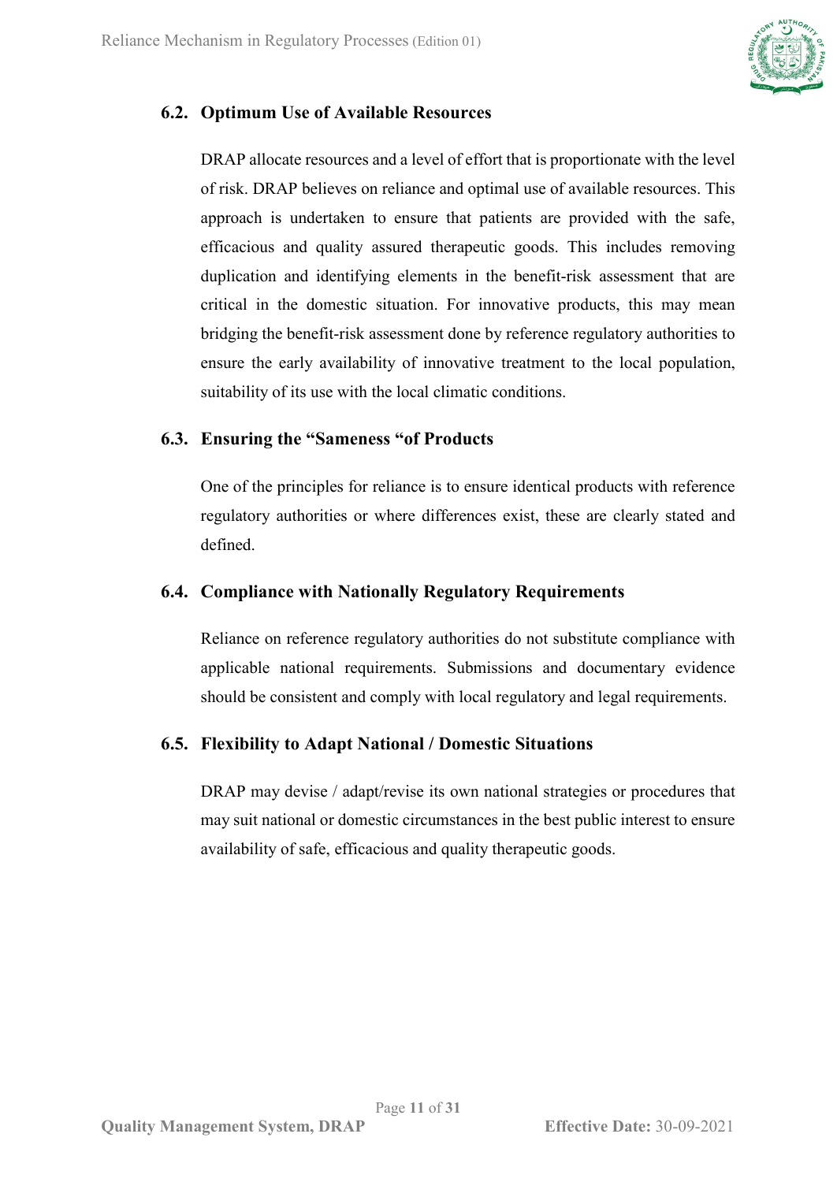## 6.2. Optimum Use of Available Resources

DRAP allocate resources and a level of effort that is proportionate with the level of risk. DRAP believes on reliance and optimal use of available resources. This approach is undertaken to ensure that patients are provided with the safe, efficacious and quality assured therapeutic goods. This includes removing duplication and identifying elements in the benefit-risk assessment that are critical in the domestic situation. For innovative products, this may mean bridging the benefit-risk assessment done by reference regulatory authorities to ensure the early availability of innovative treatment to the local population, suitability of its use with the local climatic conditions.

## 6.3. Ensuring the "Sameness "of Products

One of the principles for reliance is to ensure identical products with reference regulatory authorities or where differences exist, these are clearly stated and defined.

## 6.4. Compliance with Nationally Regulatory Requirements

Reliance on reference regulatory authorities do not substitute compliance with applicable national requirements. Submissions and documentary evidence should be consistent and comply with local regulatory and legal requirements.

## 6.5. Flexibility to Adapt National / Domestic Situations

DRAP may devise / adapt/revise its own national strategies or procedures that may suit national or domestic circumstances in the best public interest to ensure availability of safe, efficacious and quality therapeutic goods.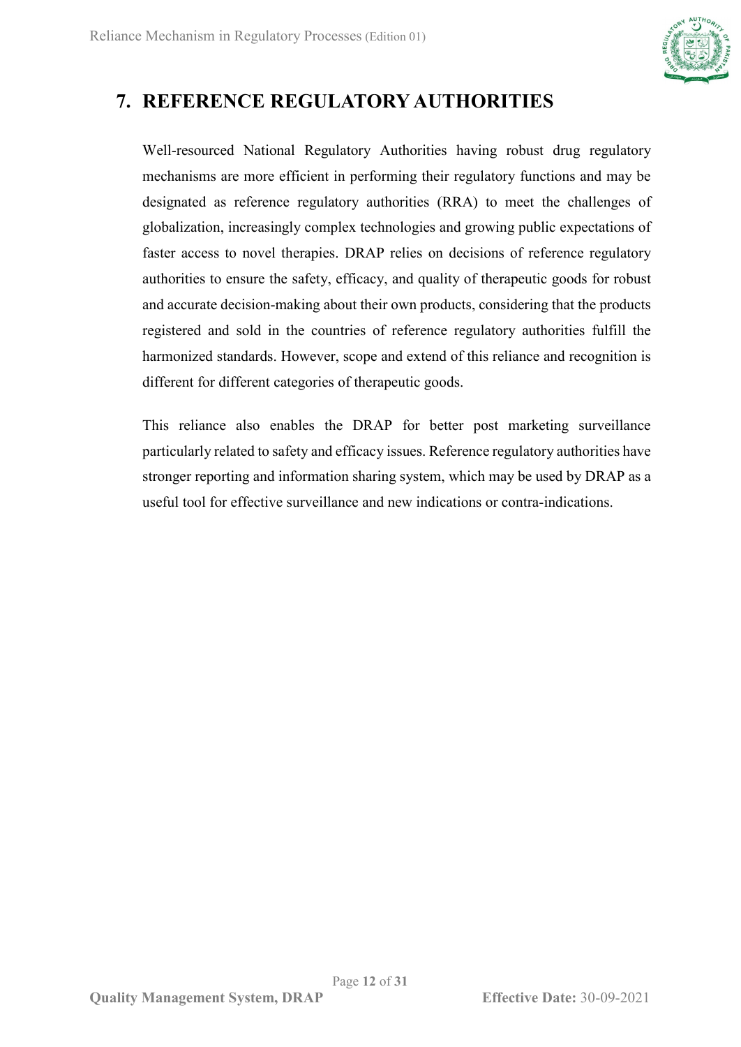# 7. REFERENCE REGULATORY AUTHORITIES

Well-resourced National Regulatory Authorities having robust drug regulatory mechanisms are more efficient in performing their regulatory functions and may be designated as reference regulatory authorities (RRA) to meet the challenges of globalization, increasingly complex technologies and growing public expectations of faster access to novel therapies. DRAP relies on decisions of reference regulatory authorities to ensure the safety, efficacy, and quality of therapeutic goods for robust and accurate decision-making about their own products, considering that the products registered and sold in the countries of reference regulatory authorities fulfill the harmonized standards. However, scope and extend of this reliance and recognition is different for different categories of therapeutic goods.

This reliance also enables the DRAP for better post marketing surveillance particularly related to safety and efficacy issues. Reference regulatory authorities have stronger reporting and information sharing system, which may be used by DRAP as a useful tool for effective surveillance and new indications or contra-indications.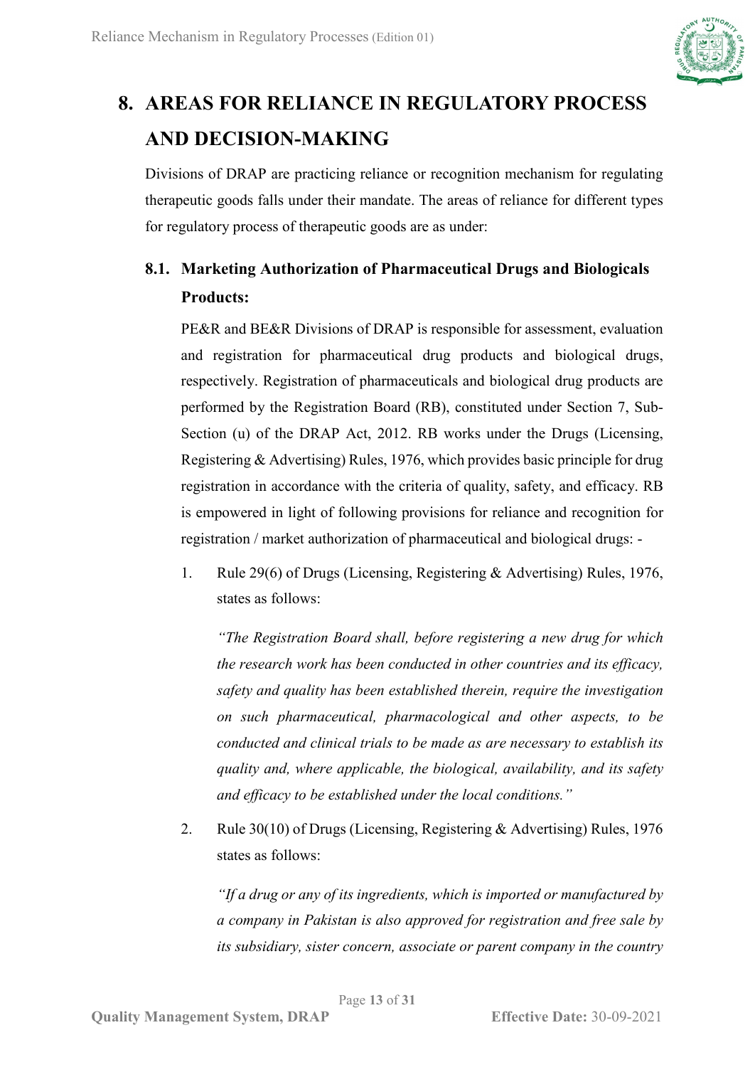# 8. AREAS FOR RELIANCE IN REGULATORY PROCESS AND DECISION-MAKING

Divisions of DRAP are practicing reliance or recognition mechanism for regulating therapeutic goods falls under their mandate. The areas of reliance for different types for regulatory process of therapeutic goods are as under:

## 8.1. Marketing Authorization of Pharmaceutical Drugs and Biologicals Products:

PE&R and BE&R Divisions of DRAP is responsible for assessment, evaluation and registration for pharmaceutical drug products and biological drugs, respectively. Registration of pharmaceuticals and biological drug products are performed by the Registration Board (RB), constituted under Section 7, Sub-Section (u) of the DRAP Act, 2012. RB works under the Drugs (Licensing, Registering & Advertising) Rules, 1976, which provides basic principle for drug registration in accordance with the criteria of quality, safety, and efficacy. RB is empowered in light of following provisions for reliance and recognition for registration / market authorization of pharmaceutical and biological drugs: -

1. Rule 29(6) of Drugs (Licensing, Registering & Advertising) Rules, 1976, states as follows:

   *"The Registration Board shall, before registering a new drug for which the research work has been conducted in other countries and its efficacy, safety and quality has been established therein, require the investigation on such pharmaceutical, pharmacological and other aspects, to be conducted and clinical trials to be made as are necessary to establish its quality and, where applicable, the biological, availability, and its safety and efficacy to be established under the local conditions."*

2. Rule 30(10) of Drugs (Licensing, Registering & Advertising) Rules, 1976 states as follows:

   *"If a drug or any of its ingredients, which is imported or manufactured by a company in Pakistan is also approved for registration and free sale by its subsidiary, sister concern, associate or parent company in the country*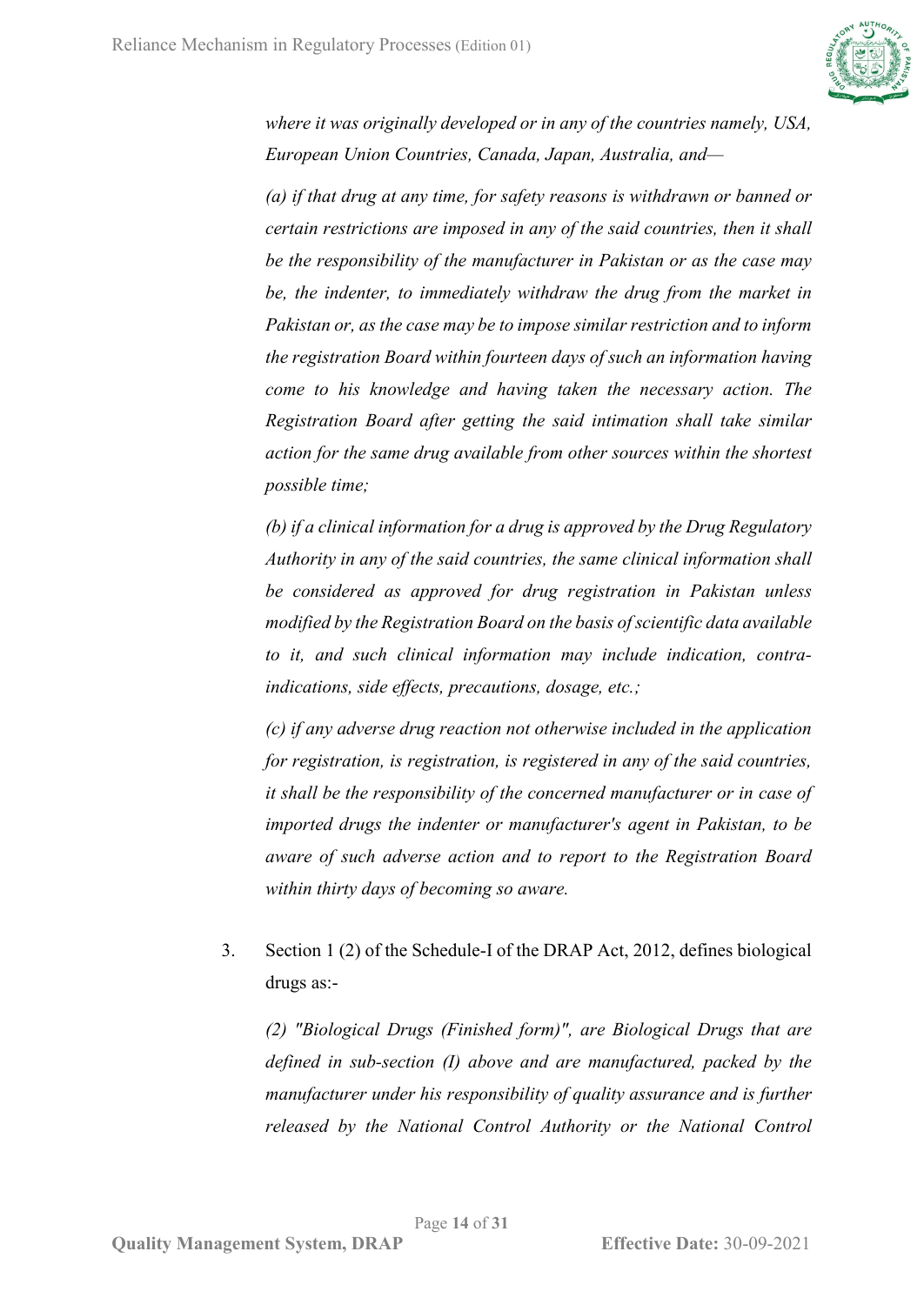*where it was originally developed or in any of the countries namely, USA, European Union Countries, Canada, Japan, Australia, and—*

*(a) if that drug at any time, for safety reasons is withdrawn or banned or certain restrictions are imposed in any of the said countries, then it shall be the responsibility of the manufacturer in Pakistan or as the case may be, the indenter, to immediately withdraw the drug from the market in Pakistan or, as the case may be to impose similar restriction and to inform the registration Board within fourteen days of such an information having come to his knowledge and having taken the necessary action. The Registration Board after getting the said intimation shall take similar action for the same drug available from other sources within the shortest possible time;*

*(b) if a clinical information for a drug is approved by the Drug Regulatory Authority in any of the said countries, the same clinical information shall be considered as approved for drug registration in Pakistan unless modified by the Registration Board on the basis of scientific data available to it, and such clinical information may include indication, contra-indications, side effects, precautions, dosage, etc.;*

*(c) if any adverse drug reaction not otherwise included in the application for registration, is registration, is registered in any of the said countries, it shall be the responsibility of the concerned manufacturer or in case of imported drugs the indenter or manufacturer's agent in Pakistan, to be aware of such adverse action and to report to the Registration Board within thirty days of becoming so aware.*

3. Section 1 (2) of the Schedule-I of the DRAP Act, 2012, defines biological drugs as:-

   *(2) "Biological Drugs (Finished form)", are Biological Drugs that are defined in sub-section (I) above and are manufactured, packed by the manufacturer under his responsibility of quality assurance and is further released by the National Control Authority or the National Control*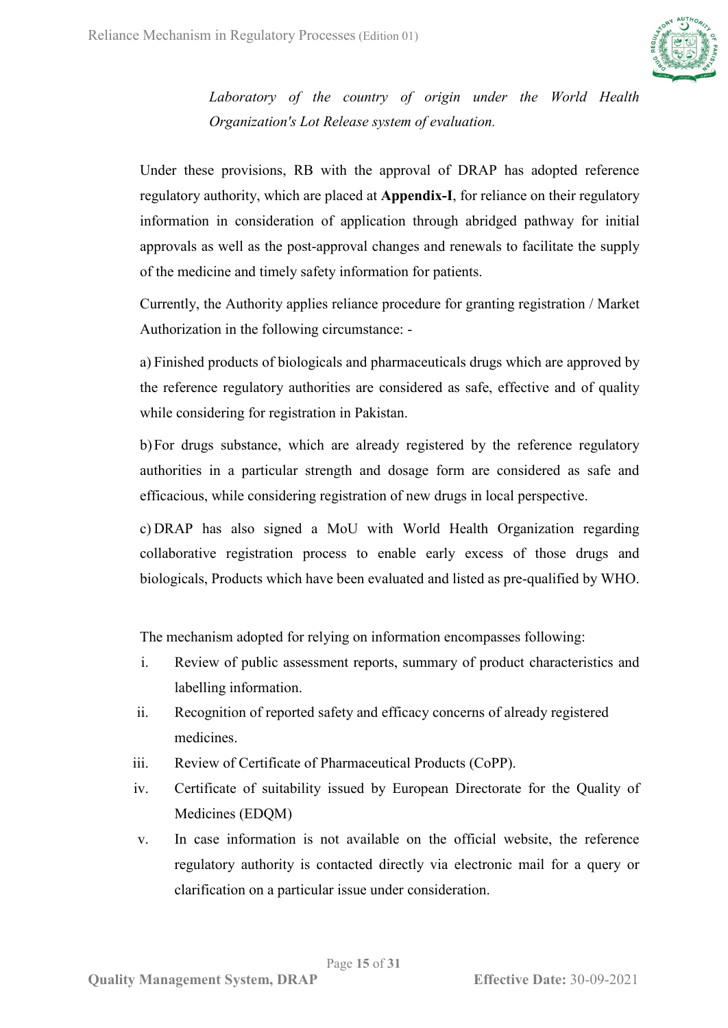*Laboratory of the country of origin under the World Health Organization's Lot Release system of evaluation.*

Under these provisions, RB with the approval of DRAP has adopted reference regulatory authority, which are placed at **Appendix-I**, for reliance on their regulatory information in consideration of application through abridged pathway for initial approvals as well as the post-approval changes and renewals to facilitate the supply of the medicine and timely safety information for patients.

Currently, the Authority applies reliance procedure for granting registration / Market Authorization in the following circumstance: -

a) Finished products of biologicals and pharmaceuticals drugs which are approved by the reference regulatory authorities are considered as safe, effective and of quality while considering for registration in Pakistan.

b) For drugs substance, which are already registered by the reference regulatory authorities in a particular strength and dosage form are considered as safe and efficacious, while considering registration of new drugs in local perspective.

c) DRAP has also signed a MoU with World Health Organization regarding collaborative registration process to enable early excess of those drugs and biologicals, Products which have been evaluated and listed as pre-qualified by WHO.

The mechanism adopted for relying on information encompasses following:

i. Review of public assessment reports, summary of product characteristics and labelling information.
ii. Recognition of reported safety and efficacy concerns of already registered medicines.
iii. Review of Certificate of Pharmaceutical Products (CoPP).
iv. Certificate of suitability issued by European Directorate for the Quality of Medicines (EDQM)
v. In case information is not available on the official website, the reference regulatory authority is contacted directly via electronic mail for a query or clarification on a particular issue under consideration.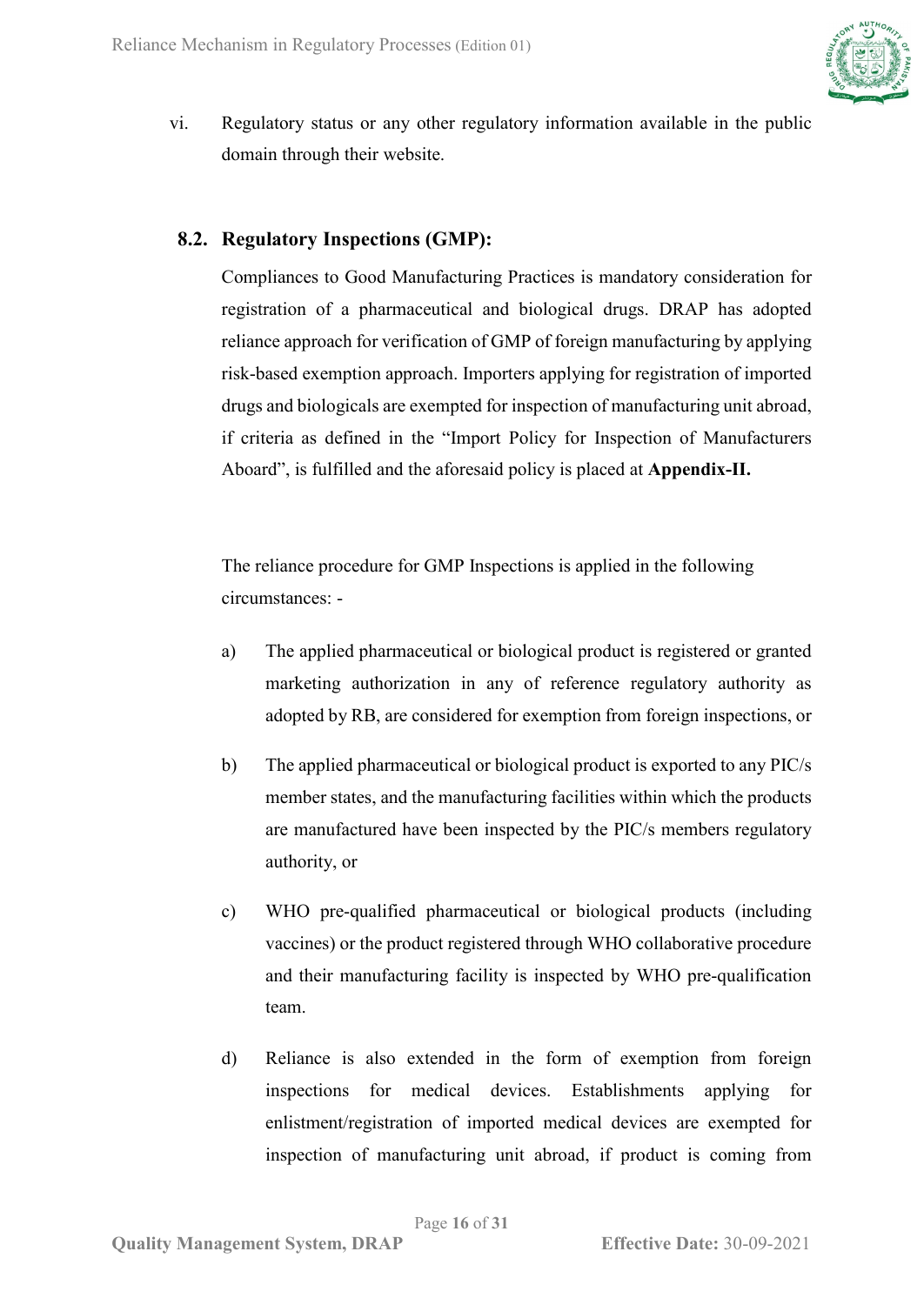vi. Regulatory status or any other regulatory information available in the public domain through their website.

### 8.2. Regulatory Inspections (GMP):

Compliances to Good Manufacturing Practices is mandatory consideration for registration of a pharmaceutical and biological drugs. DRAP has adopted reliance approach for verification of GMP of foreign manufacturing by applying risk-based exemption approach. Importers applying for registration of imported drugs and biologicals are exempted for inspection of manufacturing unit abroad, if criteria as defined in the "Import Policy for Inspection of Manufacturers Aboard", is fulfilled and the aforesaid policy is placed at **Appendix-II.**

The reliance procedure for GMP Inspections is applied in the following circumstances: -

a) The applied pharmaceutical or biological product is registered or granted marketing authorization in any of reference regulatory authority as adopted by RB, are considered for exemption from foreign inspections, or

b) The applied pharmaceutical or biological product is exported to any PIC/s member states, and the manufacturing facilities within which the products are manufactured have been inspected by the PIC/s members regulatory authority, or

c) WHO pre-qualified pharmaceutical or biological products (including vaccines) or the product registered through WHO collaborative procedure and their manufacturing facility is inspected by WHO pre-qualification team.

d) Reliance is also extended in the form of exemption from foreign inspections for medical devices. Establishments applying for enlistment/registration of imported medical devices are exempted for inspection of manufacturing unit abroad, if product is coming from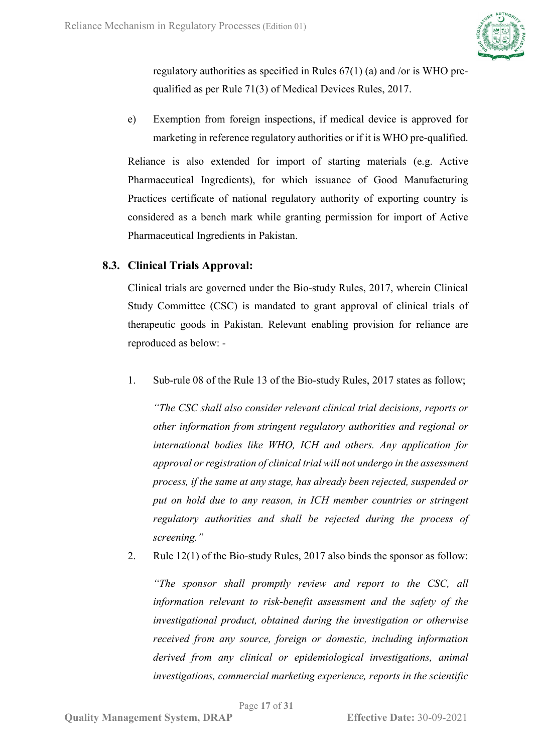regulatory authorities as specified in Rules 67(1) (a) and /or is WHO pre-qualified as per Rule 71(3) of Medical Devices Rules, 2017.

e) Exemption from foreign inspections, if medical device is approved for marketing in reference regulatory authorities or if it is WHO pre-qualified.

Reliance is also extended for import of starting materials (e.g. Active Pharmaceutical Ingredients), for which issuance of Good Manufacturing Practices certificate of national regulatory authority of exporting country is considered as a bench mark while granting permission for import of Active Pharmaceutical Ingredients in Pakistan.

### 8.3. Clinical Trials Approval:

Clinical trials are governed under the Bio-study Rules, 2017, wherein Clinical Study Committee (CSC) is mandated to grant approval of clinical trials of therapeutic goods in Pakistan. Relevant enabling provision for reliance are reproduced as below: -

1. Sub-rule 08 of the Rule 13 of the Bio-study Rules, 2017 states as follow;

   *"The CSC shall also consider relevant clinical trial decisions, reports or other information from stringent regulatory authorities and regional or international bodies like WHO, ICH and others. Any application for approval or registration of clinical trial will not undergo in the assessment process, if the same at any stage, has already been rejected, suspended or put on hold due to any reason, in ICH member countries or stringent regulatory authorities and shall be rejected during the process of screening."*

2. Rule 12(1) of the Bio-study Rules, 2017 also binds the sponsor as follow:

   *"The sponsor shall promptly review and report to the CSC, all information relevant to risk-benefit assessment and the safety of the investigational product, obtained during the investigation or otherwise received from any source, foreign or domestic, including information derived from any clinical or epidemiological investigations, animal investigations, commercial marketing experience, reports in the scientific*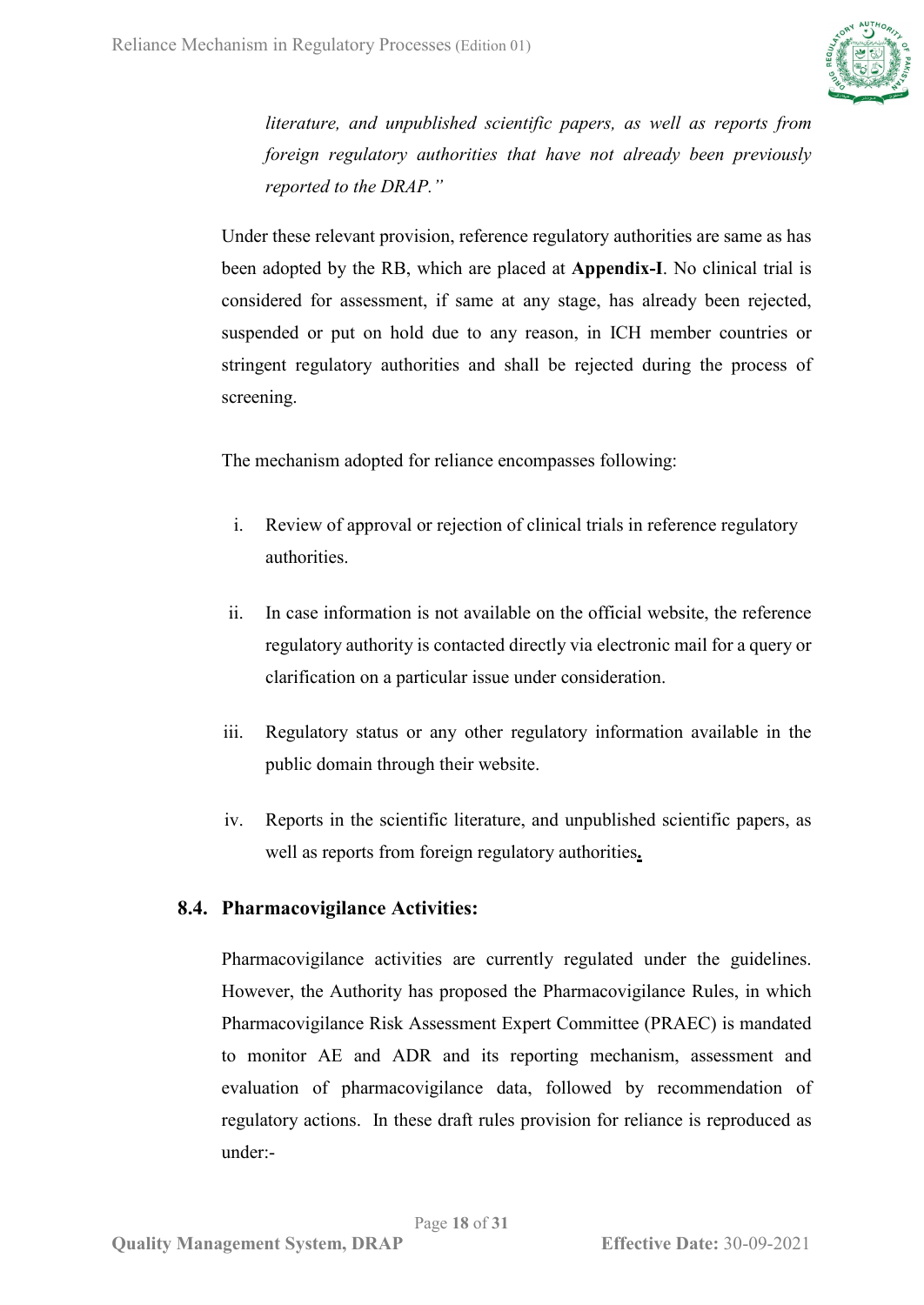*literature, and unpublished scientific papers, as well as reports from foreign regulatory authorities that have not already been previously reported to the DRAP."*

Under these relevant provision, reference regulatory authorities are same as has been adopted by the RB, which are placed at **Appendix-I**. No clinical trial is considered for assessment, if same at any stage, has already been rejected, suspended or put on hold due to any reason, in ICH member countries or stringent regulatory authorities and shall be rejected during the process of screening.

The mechanism adopted for reliance encompasses following:

i. Review of approval or rejection of clinical trials in reference regulatory authorities.

ii. In case information is not available on the official website, the reference regulatory authority is contacted directly via electronic mail for a query or clarification on a particular issue under consideration.

iii. Regulatory status or any other regulatory information available in the public domain through their website.

iv. Reports in the scientific literature, and unpublished scientific papers, as well as reports from foreign regulatory authorities.

### 8.4. Pharmacovigilance Activities:

Pharmacovigilance activities are currently regulated under the guidelines. However, the Authority has proposed the Pharmacovigilance Rules, in which Pharmacovigilance Risk Assessment Expert Committee (PRAEC) is mandated to monitor AE and ADR and its reporting mechanism, assessment and evaluation of pharmacovigilance data, followed by recommendation of regulatory actions. In these draft rules provision for reliance is reproduced as under:-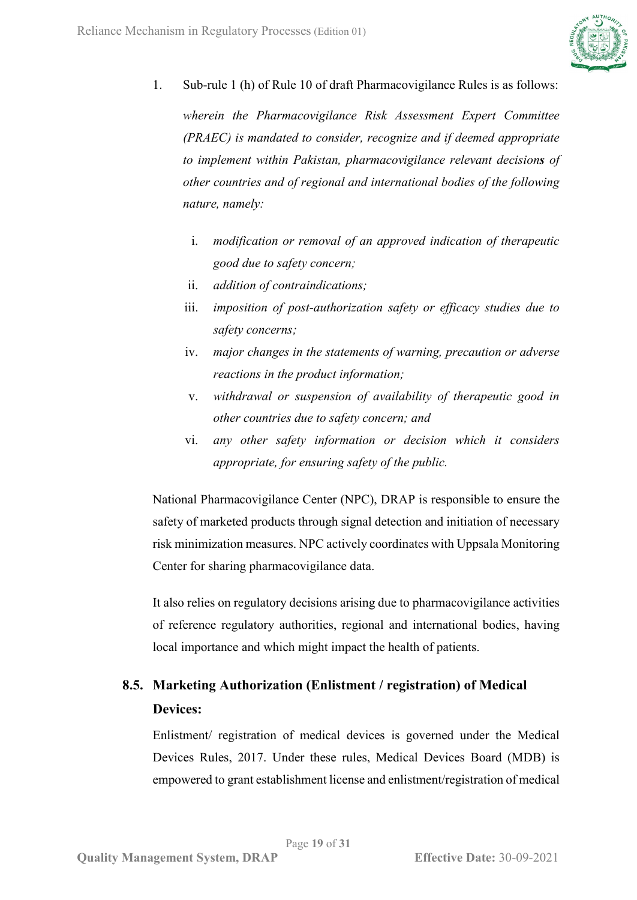1. Sub-rule 1 (h) of Rule 10 of draft Pharmacovigilance Rules is as follows:

   *wherein the Pharmacovigilance Risk Assessment Expert Committee (PRAEC) is mandated to consider, recognize and if deemed appropriate to implement within Pakistan, pharmacovigilance relevant decision**s** of other countries and of regional and international bodies of the following nature, namely:*

   i. *modification or removal of an approved indication of therapeutic good due to safety concern;*
   ii. *addition of contraindications;*
   iii. *imposition of post-authorization safety or efficacy studies due to safety concerns;*
   iv. *major changes in the statements of warning, precaution or adverse reactions in the product information;*
   v. *withdrawal or suspension of availability of therapeutic good in other countries due to safety concern; and*
   vi. *any other safety information or decision which it considers appropriate, for ensuring safety of the public.*

National Pharmacovigilance Center (NPC), DRAP is responsible to ensure the safety of marketed products through signal detection and initiation of necessary risk minimization measures. NPC actively coordinates with Uppsala Monitoring Center for sharing pharmacovigilance data.

It also relies on regulatory decisions arising due to pharmacovigilance activities of reference regulatory authorities, regional and international bodies, having local importance and which might impact the health of patients.

## 8.5. Marketing Authorization (Enlistment / registration) of Medical Devices:

Enlistment/ registration of medical devices is governed under the Medical Devices Rules, 2017. Under these rules, Medical Devices Board (MDB) is empowered to grant establishment license and enlistment/registration of medical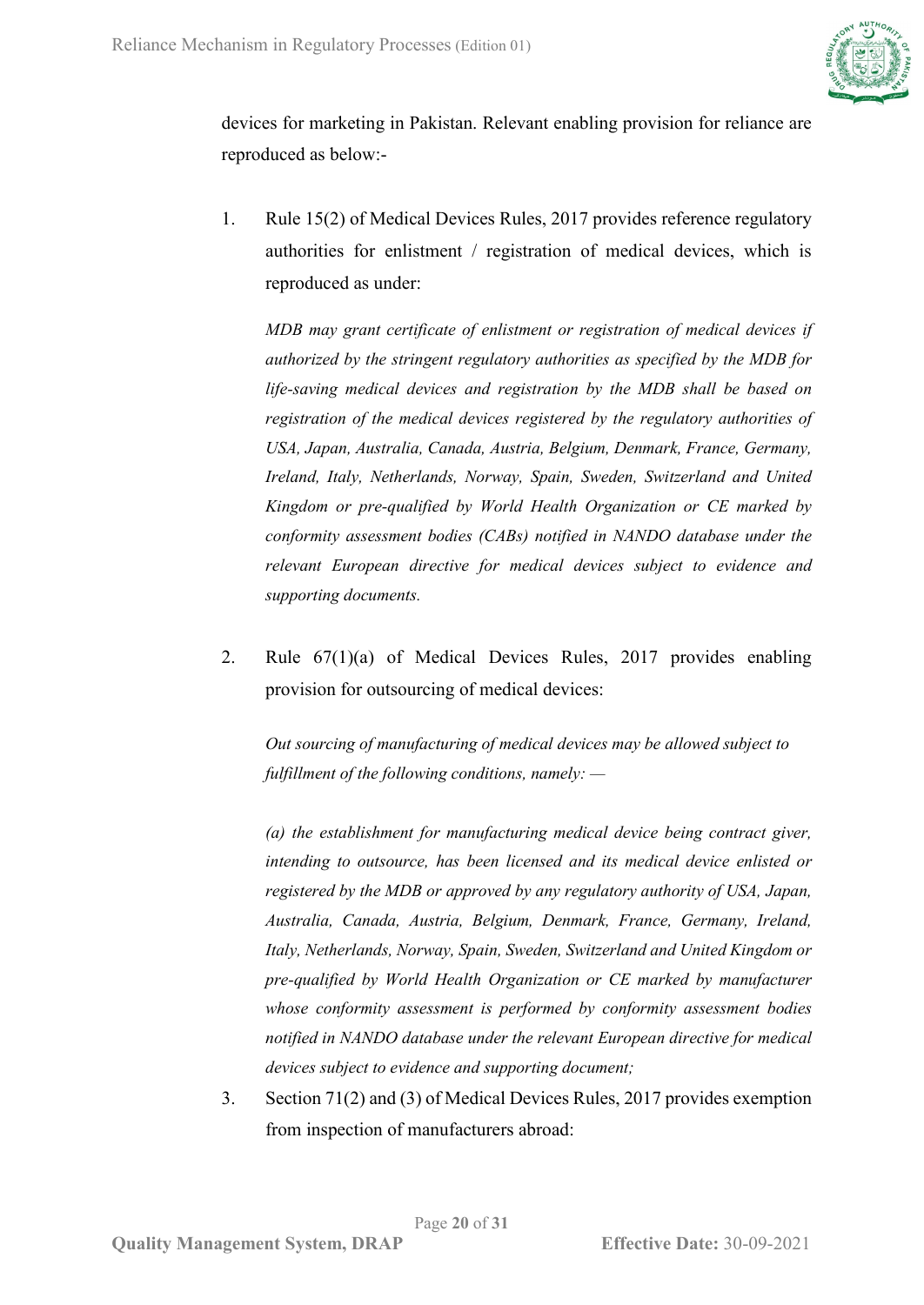devices for marketing in Pakistan. Relevant enabling provision for reliance are reproduced as below:-

1. Rule 15(2) of Medical Devices Rules, 2017 provides reference regulatory authorities for enlistment / registration of medical devices, which is reproduced as under:

   *MDB may grant certificate of enlistment or registration of medical devices if authorized by the stringent regulatory authorities as specified by the MDB for life-saving medical devices and registration by the MDB shall be based on registration of the medical devices registered by the regulatory authorities of USA, Japan, Australia, Canada, Austria, Belgium, Denmark, France, Germany, Ireland, Italy, Netherlands, Norway, Spain, Sweden, Switzerland and United Kingdom or pre-qualified by World Health Organization or CE marked by conformity assessment bodies (CABs) notified in NANDO database under the relevant European directive for medical devices subject to evidence and supporting documents.*

2. Rule 67(1)(a) of Medical Devices Rules, 2017 provides enabling provision for outsourcing of medical devices:

   *Out sourcing of manufacturing of medical devices may be allowed subject to fulfillment of the following conditions, namely: —*

   *(a) the establishment for manufacturing medical device being contract giver, intending to outsource, has been licensed and its medical device enlisted or registered by the MDB or approved by any regulatory authority of USA, Japan, Australia, Canada, Austria, Belgium, Denmark, France, Germany, Ireland, Italy, Netherlands, Norway, Spain, Sweden, Switzerland and United Kingdom or pre-qualified by World Health Organization or CE marked by manufacturer whose conformity assessment is performed by conformity assessment bodies notified in NANDO database under the relevant European directive for medical devices subject to evidence and supporting document;*

3. Section 71(2) and (3) of Medical Devices Rules, 2017 provides exemption from inspection of manufacturers abroad: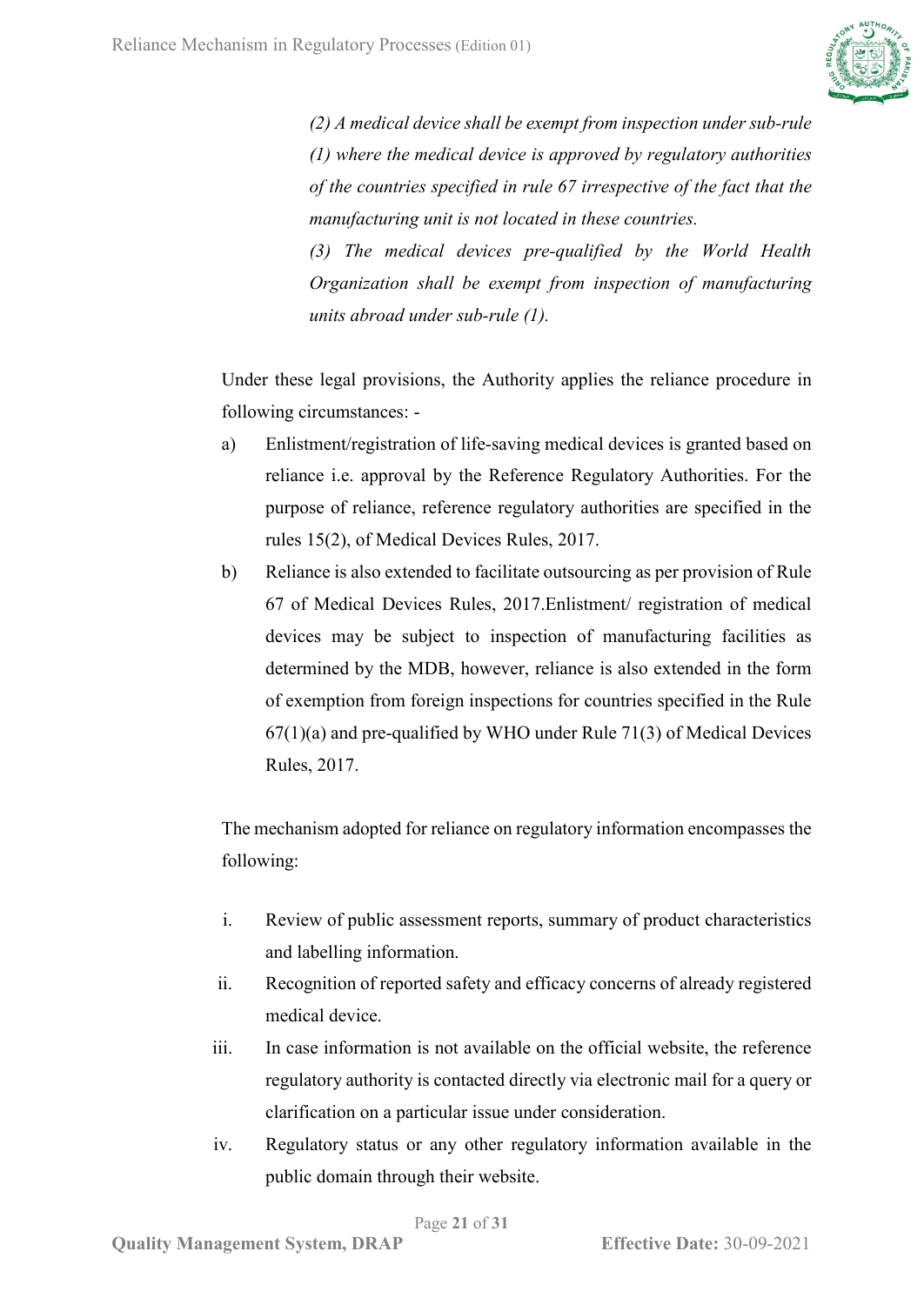*(2) A medical device shall be exempt from inspection under sub-rule (1) where the medical device is approved by regulatory authorities of the countries specified in rule 67 irrespective of the fact that the manufacturing unit is not located in these countries.*

*(3) The medical devices pre-qualified by the World Health Organization shall be exempt from inspection of manufacturing units abroad under sub-rule (1).*

Under these legal provisions, the Authority applies the reliance procedure in following circumstances: -

a) Enlistment/registration of life-saving medical devices is granted based on reliance i.e. approval by the Reference Regulatory Authorities. For the purpose of reliance, reference regulatory authorities are specified in the rules 15(2), of Medical Devices Rules, 2017.

b) Reliance is also extended to facilitate outsourcing as per provision of Rule 67 of Medical Devices Rules, 2017.Enlistment/ registration of medical devices may be subject to inspection of manufacturing facilities as determined by the MDB, however, reliance is also extended in the form of exemption from foreign inspections for countries specified in the Rule 67(1)(a) and pre-qualified by WHO under Rule 71(3) of Medical Devices Rules, 2017.

The mechanism adopted for reliance on regulatory information encompasses the following:

i. Review of public assessment reports, summary of product characteristics and labelling information.

ii. Recognition of reported safety and efficacy concerns of already registered medical device.

iii. In case information is not available on the official website, the reference regulatory authority is contacted directly via electronic mail for a query or clarification on a particular issue under consideration.

iv. Regulatory status or any other regulatory information available in the public domain through their website.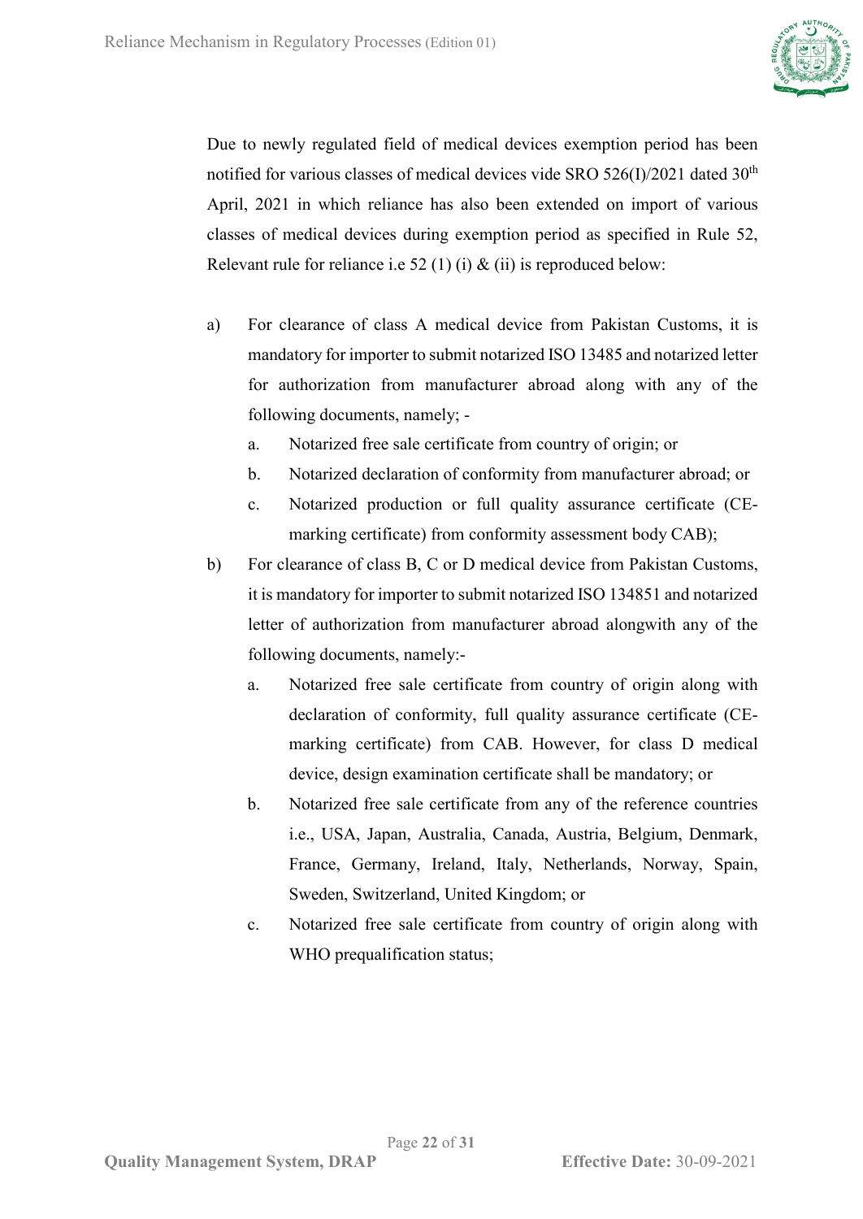Due to newly regulated field of medical devices exemption period has been notified for various classes of medical devices vide SRO 526(I)/2021 dated 30th April, 2021 in which reliance has also been extended on import of various classes of medical devices during exemption period as specified in Rule 52, Relevant rule for reliance i.e 52 (1) (i) & (ii) is reproduced below:

a) For clearance of class A medical device from Pakistan Customs, it is mandatory for importer to submit notarized ISO 13485 and notarized letter for authorization from manufacturer abroad along with any of the following documents, namely; -
   a. Notarized free sale certificate from country of origin; or
   b. Notarized declaration of conformity from manufacturer abroad; or
   c. Notarized production or full quality assurance certificate (CE-marking certificate) from conformity assessment body CAB);

b) For clearance of class B, C or D medical device from Pakistan Customs, it is mandatory for importer to submit notarized ISO 134851 and notarized letter of authorization from manufacturer abroad alongwith any of the following documents, namely:-
   a. Notarized free sale certificate from country of origin along with declaration of conformity, full quality assurance certificate (CE-marking certificate) from CAB. However, for class D medical device, design examination certificate shall be mandatory; or
   b. Notarized free sale certificate from any of the reference countries i.e., USA, Japan, Australia, Canada, Austria, Belgium, Denmark, France, Germany, Ireland, Italy, Netherlands, Norway, Spain, Sweden, Switzerland, United Kingdom; or
   c. Notarized free sale certificate from country of origin along with WHO prequalification status;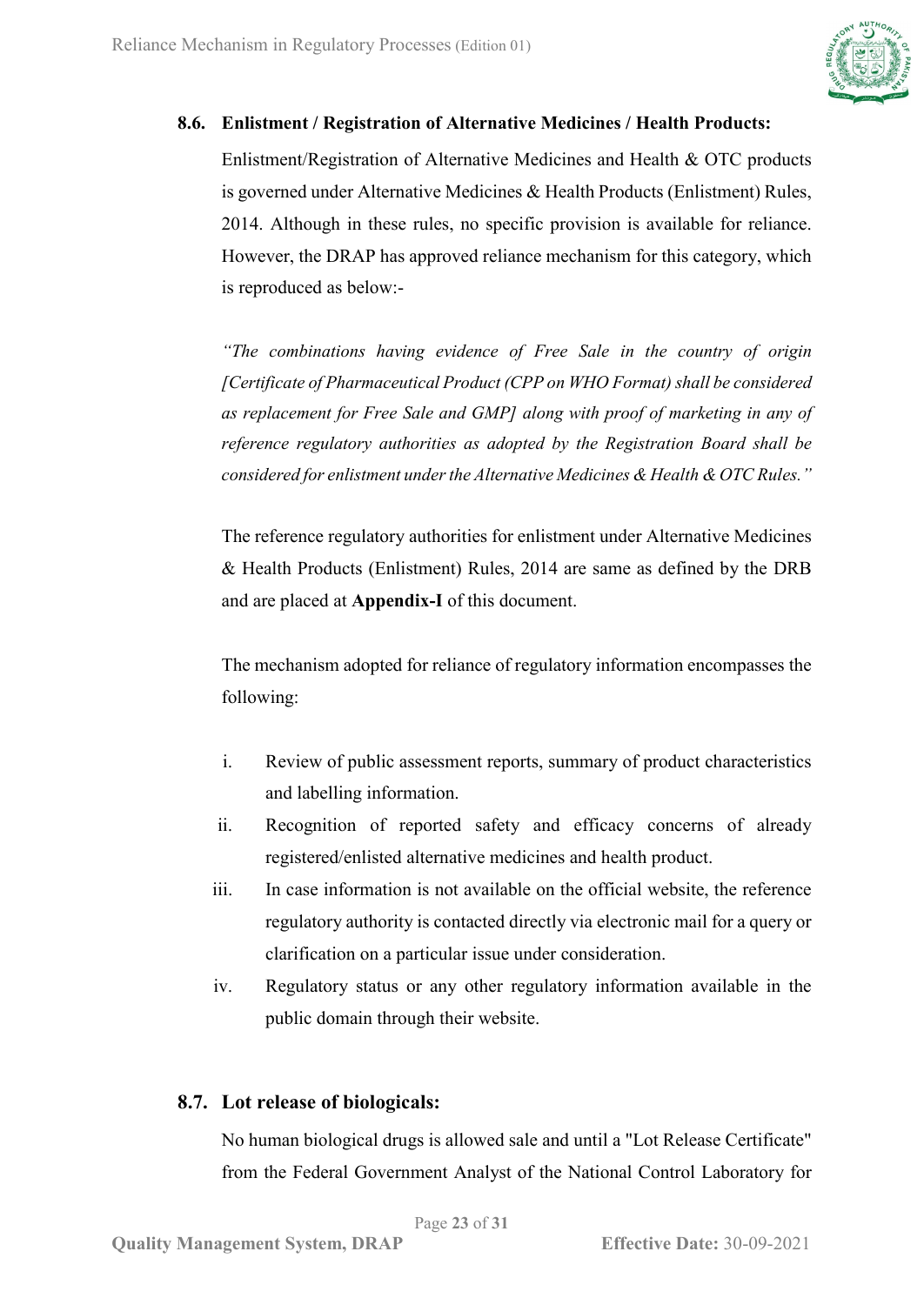### 8.6. Enlistment / Registration of Alternative Medicines / Health Products:

Enlistment/Registration of Alternative Medicines and Health & OTC products is governed under Alternative Medicines & Health Products (Enlistment) Rules, 2014. Although in these rules, no specific provision is available for reliance. However, the DRAP has approved reliance mechanism for this category, which is reproduced as below:-

*"The combinations having evidence of Free Sale in the country of origin [Certificate of Pharmaceutical Product (CPP on WHO Format) shall be considered as replacement for Free Sale and GMP] along with proof of marketing in any of reference regulatory authorities as adopted by the Registration Board shall be considered for enlistment under the Alternative Medicines & Health & OTC Rules."*

The reference regulatory authorities for enlistment under Alternative Medicines & Health Products (Enlistment) Rules, 2014 are same as defined by the DRB and are placed at **Appendix-I** of this document.

The mechanism adopted for reliance of regulatory information encompasses the following:

i. Review of public assessment reports, summary of product characteristics and labelling information.

ii. Recognition of reported safety and efficacy concerns of already registered/enlisted alternative medicines and health product.

iii. In case information is not available on the official website, the reference regulatory authority is contacted directly via electronic mail for a query or clarification on a particular issue under consideration.

iv. Regulatory status or any other regulatory information available in the public domain through their website.

### 8.7. Lot release of biologicals:

No human biological drugs is allowed sale and until a "Lot Release Certificate" from the Federal Government Analyst of the National Control Laboratory for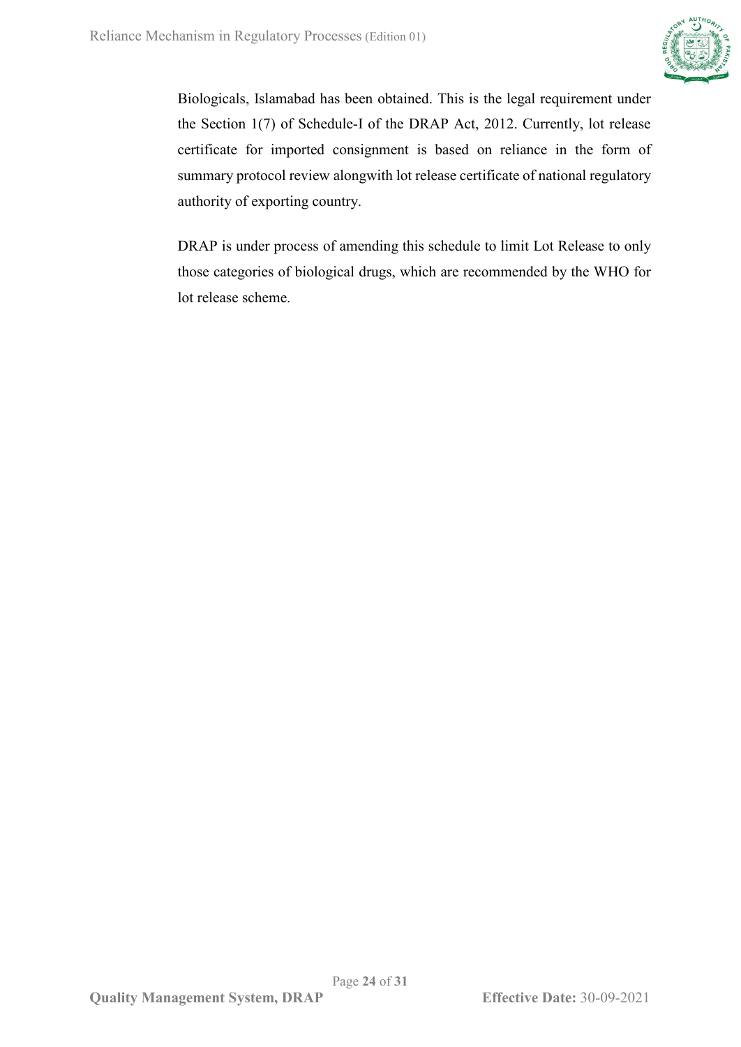Biologicals, Islamabad has been obtained. This is the legal requirement under the Section 1(7) of Schedule-I of the DRAP Act, 2012. Currently, lot release certificate for imported consignment is based on reliance in the form of summary protocol review alongwith lot release certificate of national regulatory authority of exporting country.

DRAP is under process of amending this schedule to limit Lot Release to only those categories of biological drugs, which are recommended by the WHO for lot release scheme.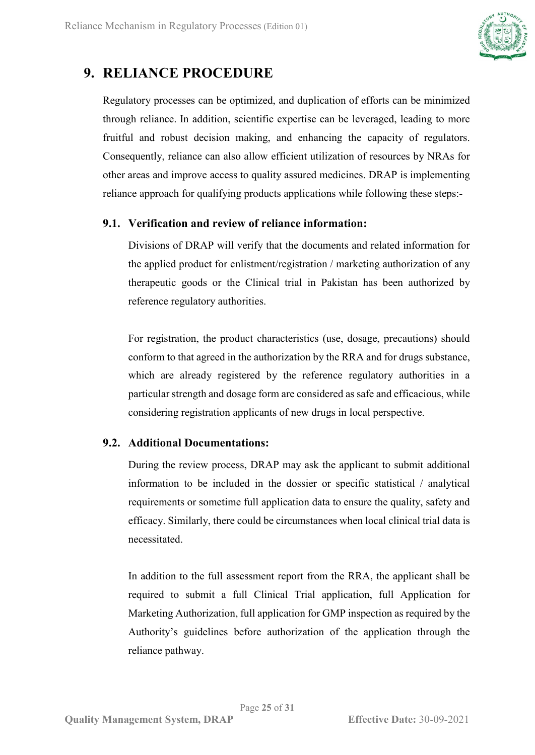# 9. RELIANCE PROCEDURE

Regulatory processes can be optimized, and duplication of efforts can be minimized through reliance. In addition, scientific expertise can be leveraged, leading to more fruitful and robust decision making, and enhancing the capacity of regulators. Consequently, reliance can also allow efficient utilization of resources by NRAs for other areas and improve access to quality assured medicines. DRAP is implementing reliance approach for qualifying products applications while following these steps:-

## 9.1. Verification and review of reliance information:

Divisions of DRAP will verify that the documents and related information for the applied product for enlistment/registration / marketing authorization of any therapeutic goods or the Clinical trial in Pakistan has been authorized by reference regulatory authorities.

For registration, the product characteristics (use, dosage, precautions) should conform to that agreed in the authorization by the RRA and for drugs substance, which are already registered by the reference regulatory authorities in a particular strength and dosage form are considered as safe and efficacious, while considering registration applicants of new drugs in local perspective.

## 9.2. Additional Documentations:

During the review process, DRAP may ask the applicant to submit additional information to be included in the dossier or specific statistical / analytical requirements or sometime full application data to ensure the quality, safety and efficacy. Similarly, there could be circumstances when local clinical trial data is necessitated.

In addition to the full assessment report from the RRA, the applicant shall be required to submit a full Clinical Trial application, full Application for Marketing Authorization, full application for GMP inspection as required by the Authority's guidelines before authorization of the application through the reliance pathway.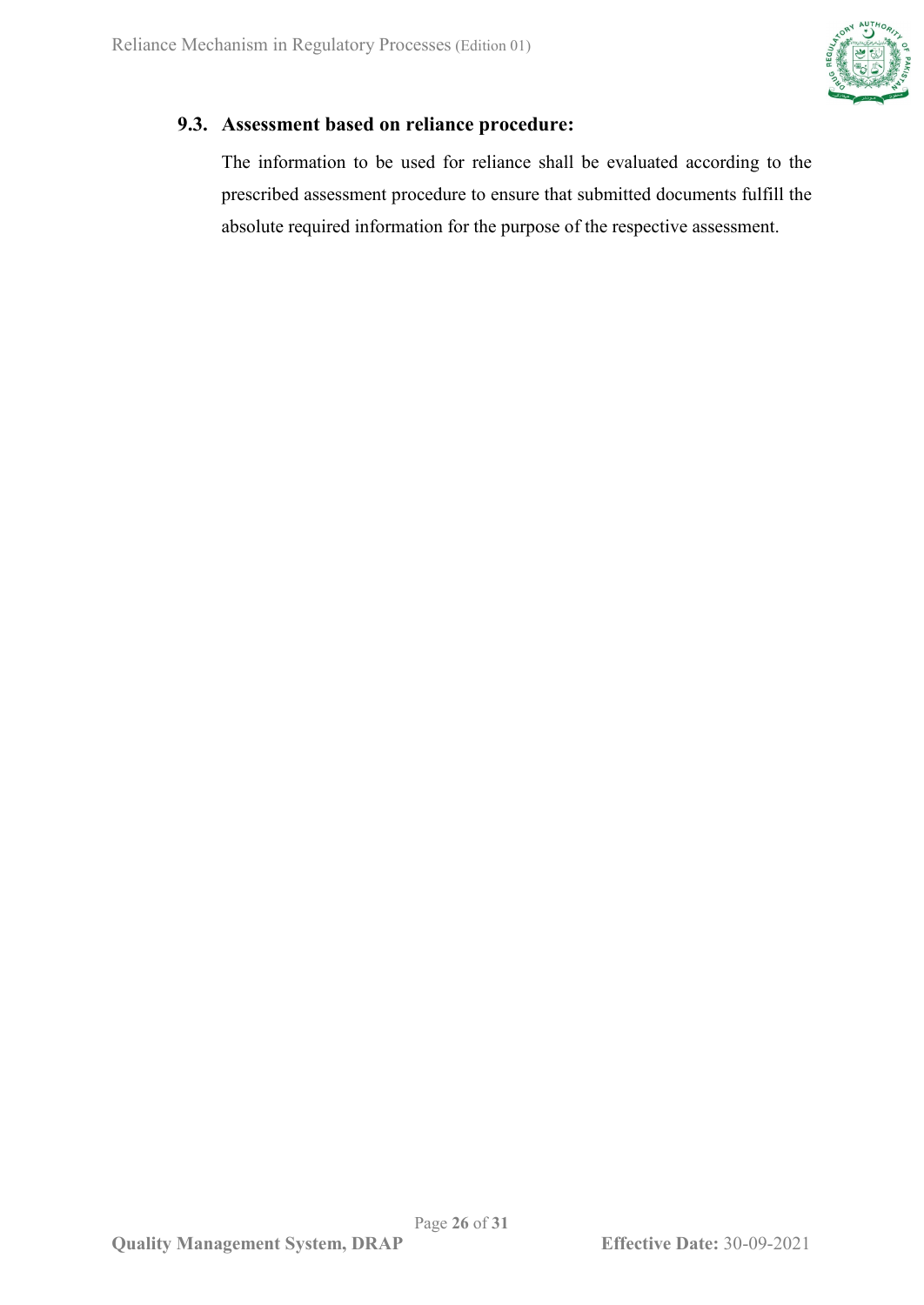### 9.3. Assessment based on reliance procedure:

The information to be used for reliance shall be evaluated according to the prescribed assessment procedure to ensure that submitted documents fulfill the absolute required information for the purpose of the respective assessment.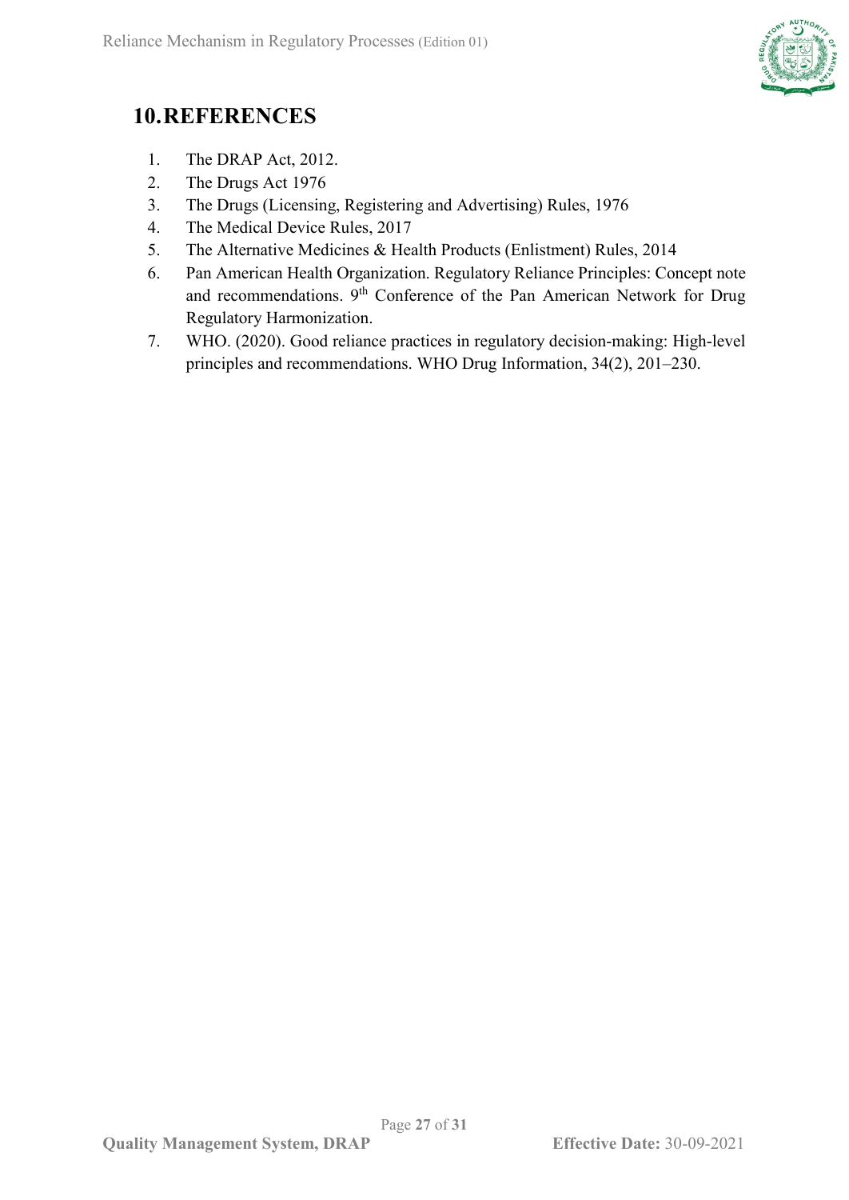# 10. REFERENCES

1. The DRAP Act, 2012.
2. The Drugs Act 1976
3. The Drugs (Licensing, Registering and Advertising) Rules, 1976
4. The Medical Device Rules, 2017
5. The Alternative Medicines & Health Products (Enlistment) Rules, 2014
6. Pan American Health Organization. Regulatory Reliance Principles: Concept note and recommendations. 9th Conference of the Pan American Network for Drug Regulatory Harmonization.
7. WHO. (2020). Good reliance practices in regulatory decision-making: High-level principles and recommendations. WHO Drug Information, 34(2), 201–230.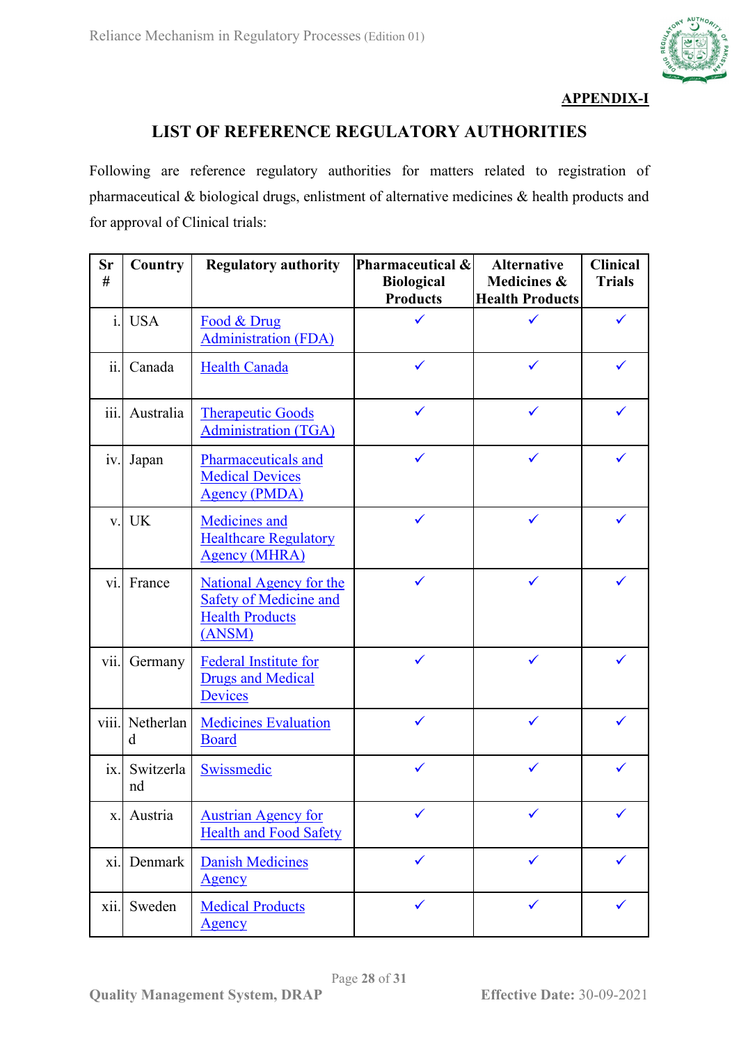**APPENDIX-I**

## LIST OF REFERENCE REGULATORY AUTHORITIES

Following are reference regulatory authorities for matters related to registration of pharmaceutical & biological drugs, enlistment of alternative medicines & health products and for approval of Clinical trials:

| Sr # | Country | Regulatory authority | Pharmaceutical & Biological Products | Alternative Medicines & Health Products | Clinical Trials |
|---|---|---|---|---|---|
| i. | USA | Food & Drug Administration (FDA) | ✓ | ✓ | ✓ |
| ii. | Canada | Health Canada | ✓ | ✓ | ✓ |
| iii. | Australia | Therapeutic Goods Administration (TGA) | ✓ | ✓ | ✓ |
| iv. | Japan | Pharmaceuticals and Medical Devices Agency (PMDA) | ✓ | ✓ | ✓ |
| v. | UK | Medicines and Healthcare Regulatory Agency (MHRA) | ✓ | ✓ | ✓ |
| vi. | France | National Agency for the Safety of Medicine and Health Products (ANSM) | ✓ | ✓ | ✓ |
| vii. | Germany | Federal Institute for Drugs and Medical Devices | ✓ | ✓ | ✓ |
| viii. | Netherland | Medicines Evaluation Board | ✓ | ✓ | ✓ |
| ix. | Switzerland | Swissmedic | ✓ | ✓ | ✓ |
| x. | Austria | Austrian Agency for Health and Food Safety | ✓ | ✓ | ✓ |
| xi. | Denmark | Danish Medicines Agency | ✓ | ✓ | ✓ |
| xii. | Sweden | Medical Products Agency | ✓ | ✓ | ✓ |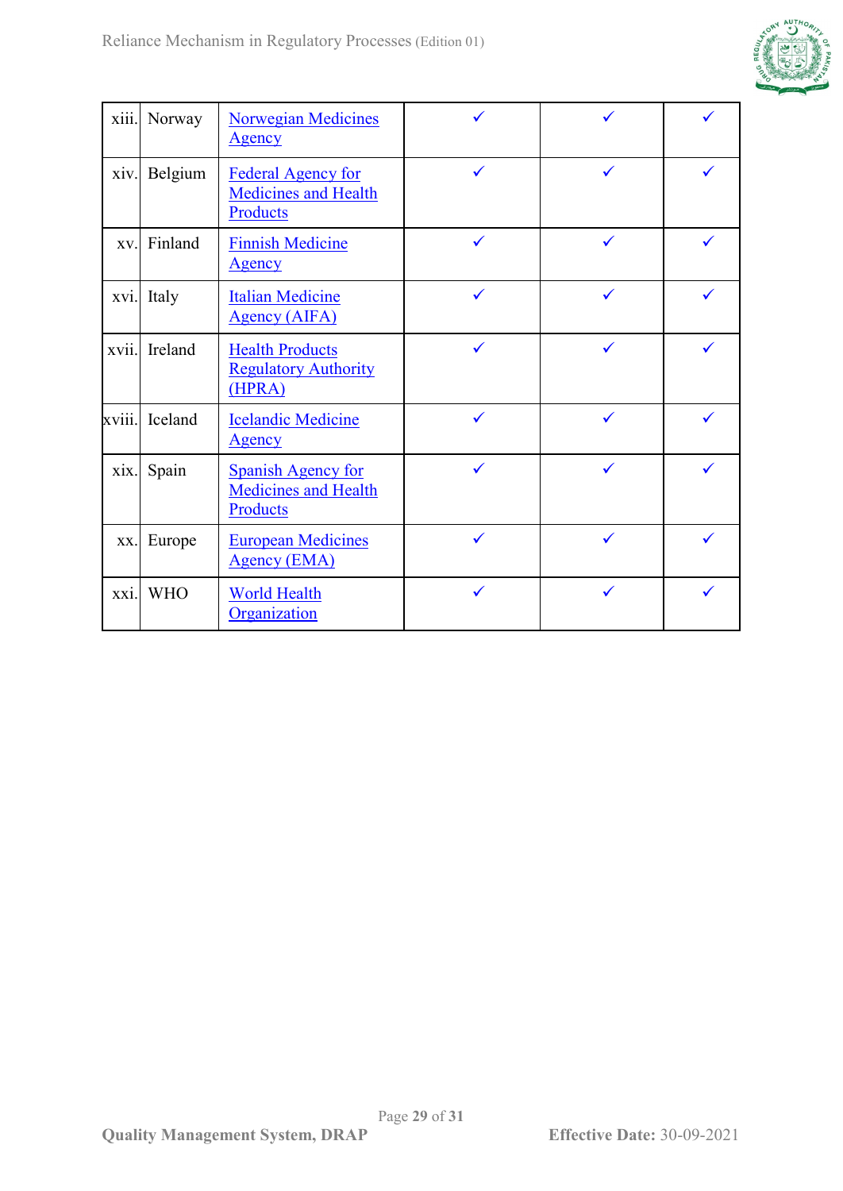| | | | | | |
|---|---|---|---|---|---|
| xiii. | Norway | Norwegian Medicines Agency | ✓ | ✓ | ✓ |
| xiv. | Belgium | Federal Agency for Medicines and Health Products | ✓ | ✓ | ✓ |
| xv. | Finland | Finnish Medicine Agency | ✓ | ✓ | ✓ |
| xvi. | Italy | Italian Medicine Agency (AIFA) | ✓ | ✓ | ✓ |
| xvii. | Ireland | Health Products Regulatory Authority (HPRA) | ✓ | ✓ | ✓ |
| xviii. | Iceland | Icelandic Medicine Agency | ✓ | ✓ | ✓ |
| xix. | Spain | Spanish Agency for Medicines and Health Products | ✓ | ✓ | ✓ |
| xx. | Europe | European Medicines Agency (EMA) | ✓ | ✓ | ✓ |
| xxi. | WHO | World Health Organization | ✓ | ✓ | ✓ |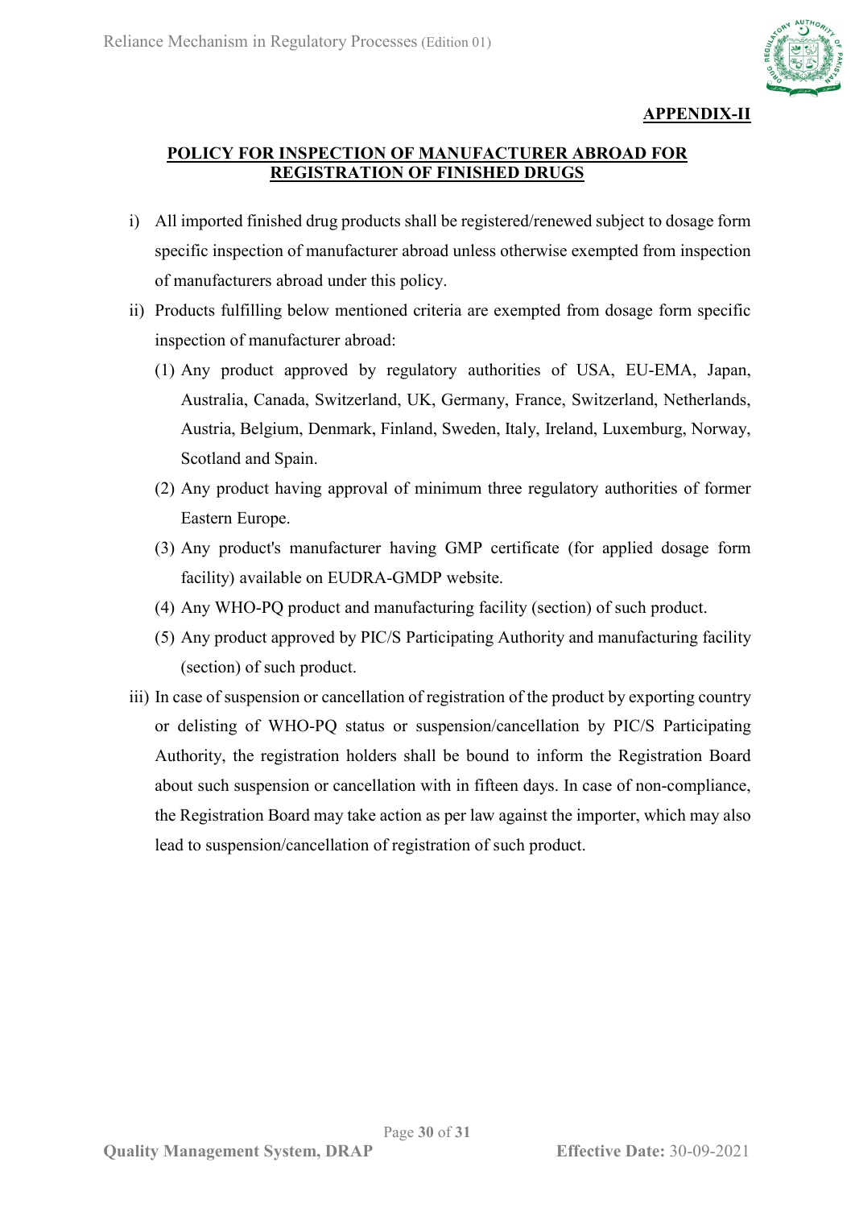**APPENDIX-II**

## POLICY FOR INSPECTION OF MANUFACTURER ABROAD FOR REGISTRATION OF FINISHED DRUGS

i) All imported finished drug products shall be registered/renewed subject to dosage form specific inspection of manufacturer abroad unless otherwise exempted from inspection of manufacturers abroad under this policy.

ii) Products fulfilling below mentioned criteria are exempted from dosage form specific inspection of manufacturer abroad:

   (1) Any product approved by regulatory authorities of USA, EU-EMA, Japan, Australia, Canada, Switzerland, UK, Germany, France, Switzerland, Netherlands, Austria, Belgium, Denmark, Finland, Sweden, Italy, Ireland, Luxemburg, Norway, Scotland and Spain.

   (2) Any product having approval of minimum three regulatory authorities of former Eastern Europe.

   (3) Any product's manufacturer having GMP certificate (for applied dosage form facility) available on EUDRA-GMDP website.

   (4) Any WHO-PQ product and manufacturing facility (section) of such product.

   (5) Any product approved by PIC/S Participating Authority and manufacturing facility (section) of such product.

iii) In case of suspension or cancellation of registration of the product by exporting country or delisting of WHO-PQ status or suspension/cancellation by PIC/S Participating Authority, the registration holders shall be bound to inform the Registration Board about such suspension or cancellation with in fifteen days. In case of non-compliance, the Registration Board may take action as per law against the importer, which may also lead to suspension/cancellation of registration of such product.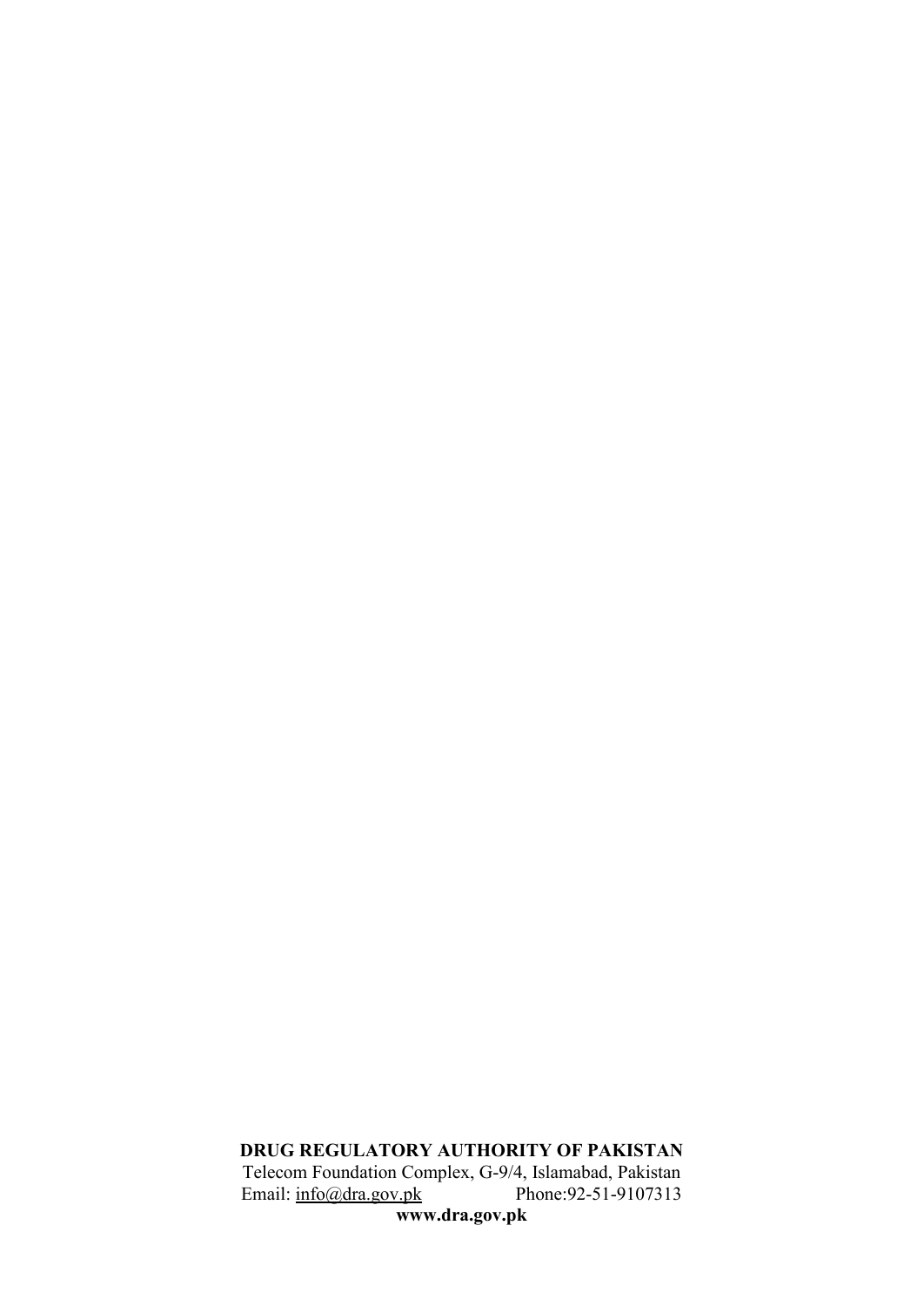**DRUG REGULATORY AUTHORITY OF PAKISTAN**

Telecom Foundation Complex, G-9/4, Islamabad, Pakistan

Email: info@dra.gov.pk Phone:92-51-9107313

**www.dra.gov.pk**